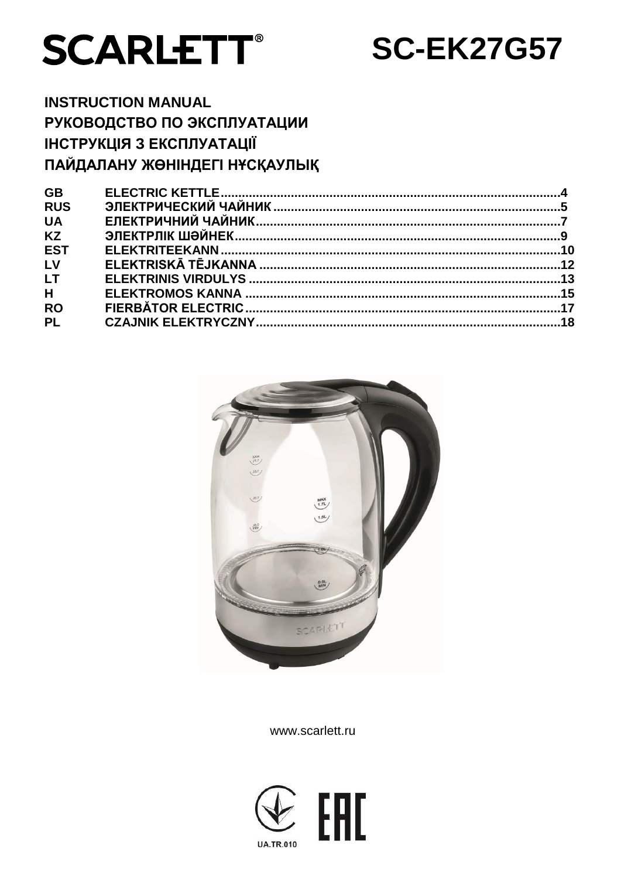# SCARLETT®

# SC-EK27G57

**INSTRUCTION MANUAL**
**РУКОВОДСТВО ПО ЭКСПЛУАТАЦИИ**
**ІНСТРУКЦІЯ З ЕКСПЛУАТАЦІЇ**
**ПАЙДАЛАНУ ЖӨНІНДЕГІ НҰСҚАУЛЫҚ**

| | | |
|---|---|---|
| GB | ELECTRIC KETTLE | 4 |
| RUS | ЭЛЕКТРИЧЕСКИЙ ЧАЙНИК | 5 |
| UA | ЕЛЕКТРИЧНИЙ ЧАЙНИК | 7 |
| KZ | ЭЛЕКТРЛІК ШӘЙНЕК | 9 |
| EST | ELEKTRITEEKANN | 10 |
| LV | ELEKTRISKĀ TĒJKANNA | 12 |
| LT | ELEKTRINIS VIRDULYS | 13 |
| H | ELEKTROMOS KANNA | 15 |
| RO | FIERBĂTOR ELECTRIC | 17 |
| PL | CZAJNIK ELEKTRYCZNY | 18 |

www.scarlett.ru

UA.TR.010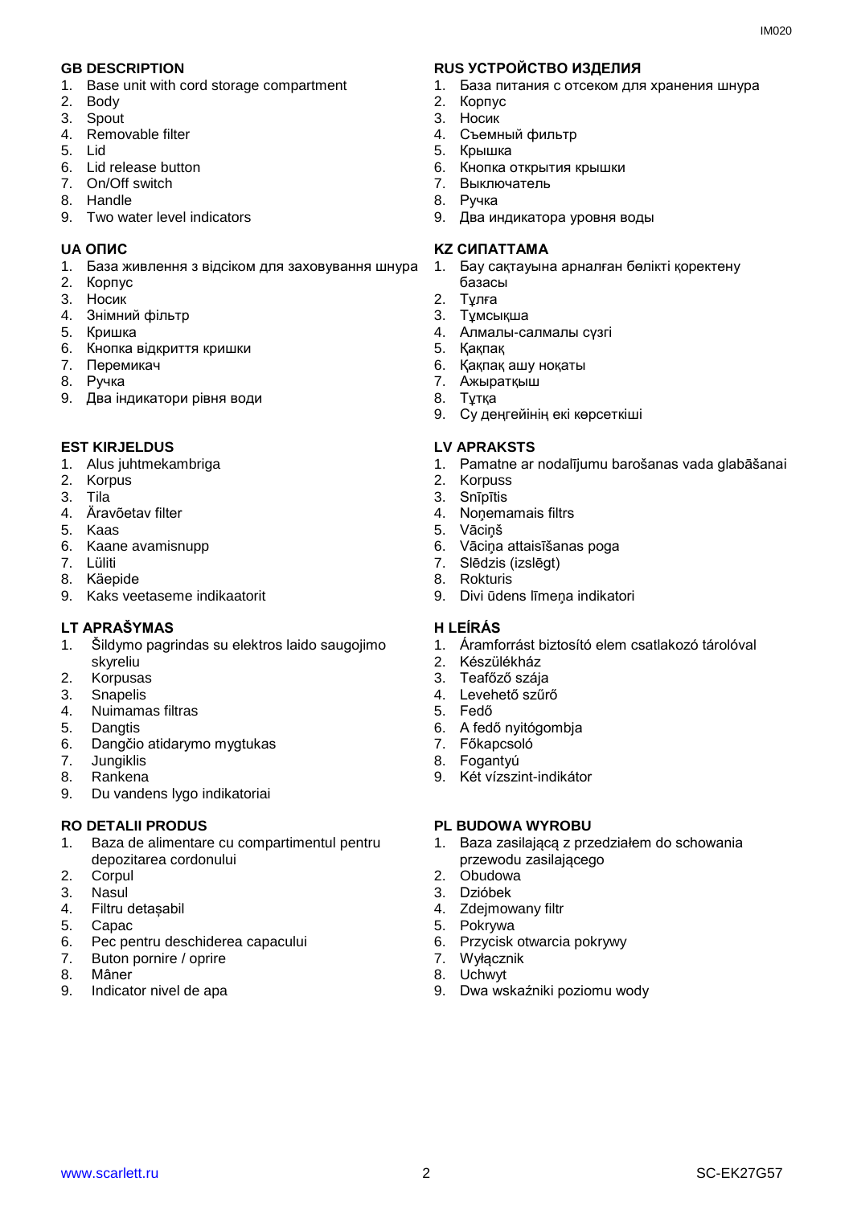## GB DESCRIPTION

1. Base unit with cord storage compartment
2. Body
3. Spout
4. Removable filter
5. Lid
6. Lid release button
7. On/Off switch
8. Handle
9. Two water level indicators

## RUS УСТРОЙСТВО ИЗДЕЛИЯ

1. База питания с отсеком для хранения шнура
2. Корпус
3. Носик
4. Съемный фильтр
5. Крышка
6. Кнопка открытия крышки
7. Выключатель
8. Ручка
9. Два индикатора уровня воды

## UA ОПИС

1. База живлення з відсіком для заховування шнура
2. Корпус
3. Носик
4. Знімний фільтр
5. Кришка
6. Кнопка відкриття кришки
7. Перемикач
8. Ручка
9. Два індикатори рівня води

## KZ СИПАТТАМА

1. Бау сақтауына арналған бөлікті қоректену базасы
2. Тұлға
3. Тұмсықша
4. Алмалы-салмалы сүзгі
5. Қақпақ
6. Қақпақ ашу ноқаты
7. Ажыратқыш
8. Тұтқа
9. Су деңгейінің екі көрсеткіші

## EST KIRJELDUS

1. Alus juhtmekambriga
2. Korpus
3. Tila
4. Äravõetav filter
5. Kaas
6. Kaane avamisnupp
7. Lüliti
8. Käepide
9. Kaks veetaseme indikaatorit

## LV APRAKSTS

1. Pamatne ar nodalījumu barošanas vada glabāšanai
2. Korpuss
3. Snīpītis
4. Noņemamais filtrs
5. Vāciņš
6. Vāciņa attaisīšanas poga
7. Slēdzis (izslēgt)
8. Rokturis
9. Divi ūdens līmeņa indikatori

## LT APRAŠYMAS

1. Šildymo pagrindas su elektros laido saugojimo skyreliu
2. Korpusas
3. Snapelis
4. Nuimamas filtras
5. Dangtis
6. Dangčio atidarymo mygtukas
7. Jungiklis
8. Rankena
9. Du vandens lygo indikatoriai

## H LEÍRÁS

1. Áramforrást biztosító elem csatlakozó tárolóval
2. Készülékház
3. Teafőző szája
4. Levehető szűrő
5. Fedő
6. A fedő nyitógombja
7. Főkapcsoló
8. Fogantyú
9. Két vízszint-indikátor

## RO DETALII PRODUS

1. Baza de alimentare cu compartimentul pentru depozitarea cordonului
2. Corpul
3. Nasul
4. Filtru detașabil
5. Capac
6. Pec pentru deschiderea capacului
7. Buton pornire / oprire
8. Mâner
9. Indicator nivel de apa

## PL BUDOWA WYROBU

1. Baza zasilającą z przedziałem do schowania przewodu zasilającego
2. Obudowa
3. Dzióbek
4. Zdejmowany filtr
5. Pokrywa
6. Przycisk otwarcia pokrywy
7. Wyłącznik
8. Uchwyt
9. Dwa wskaźniki poziomu wody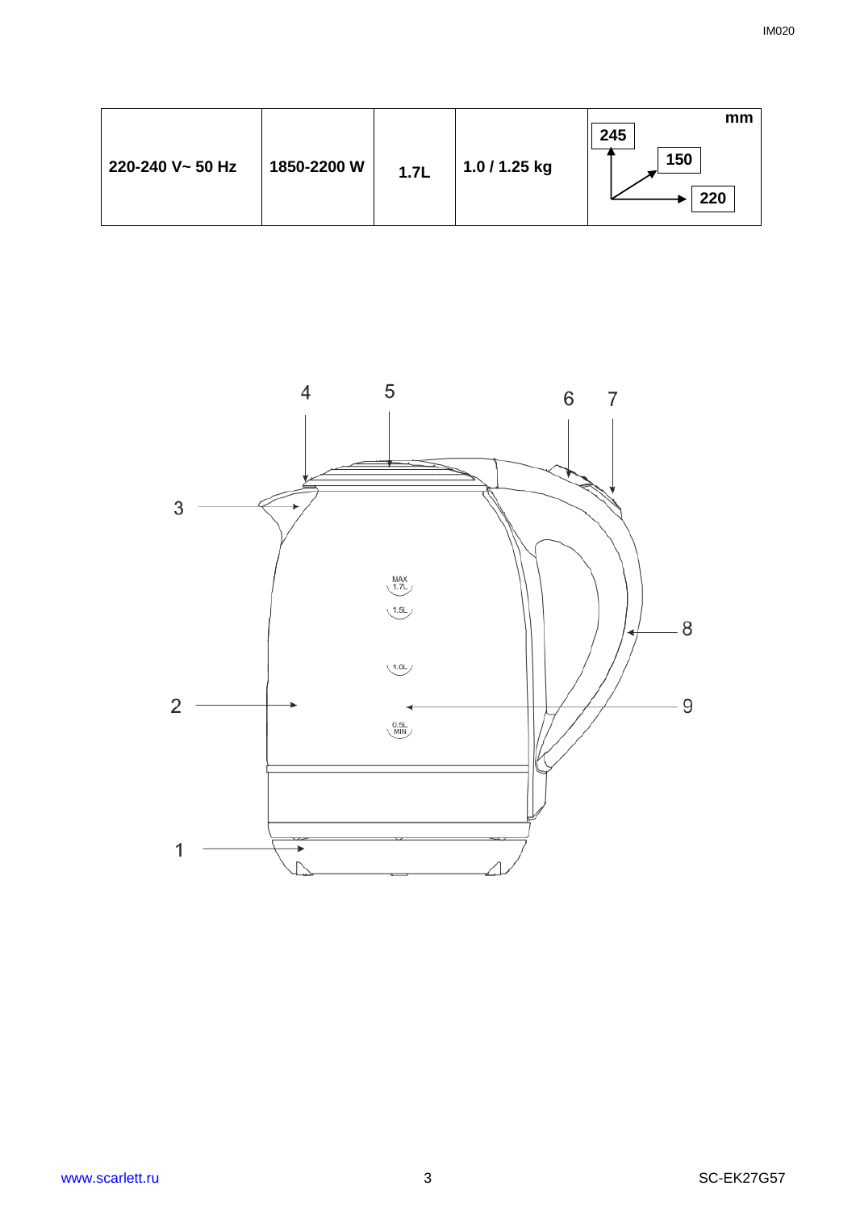| 220-240 V~ 50 Hz | 1850-2200 W | 1.7L | 1.0 / 1.25 kg | mm 245 150 220 |
|---|---|---|---|---|

4 5 6 7

3

MAX 1.7L

1.5L

1.0L

0.5L MIN

2

9

8

1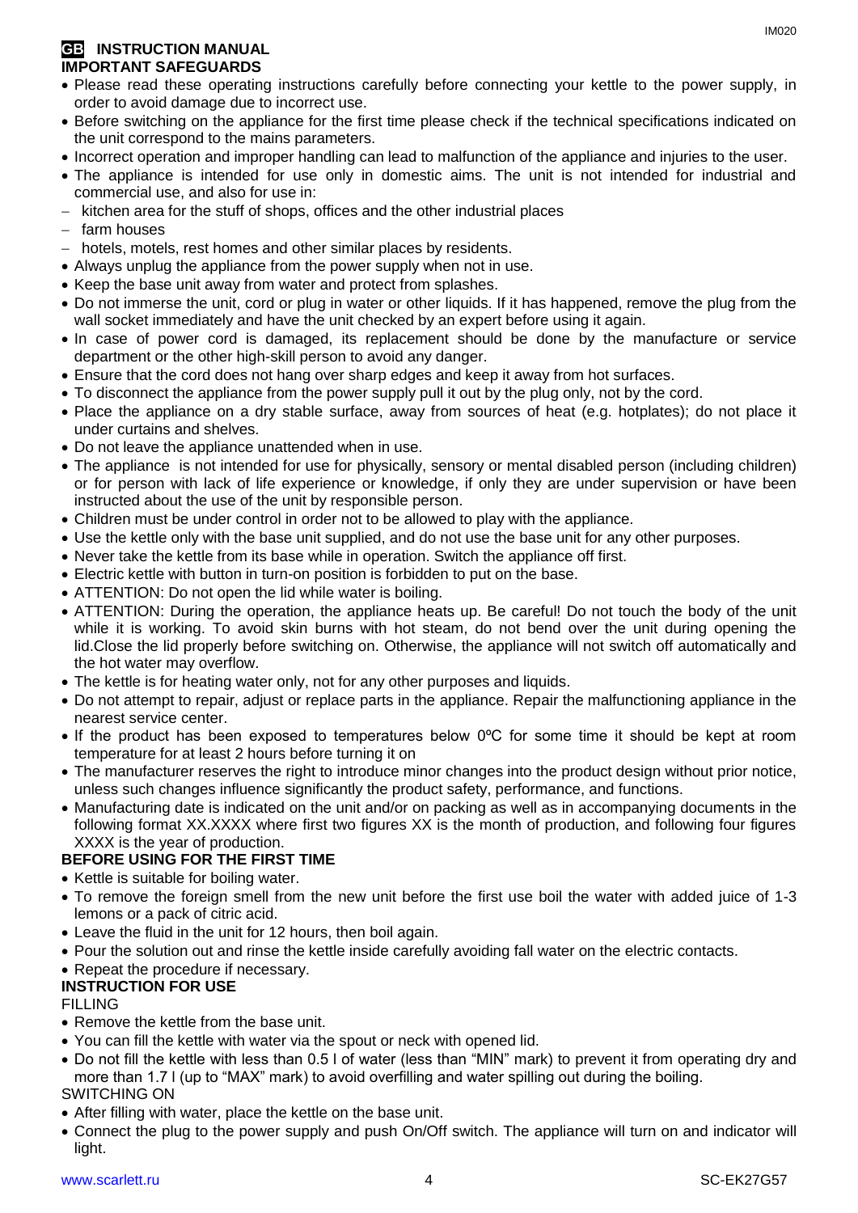## GB INSTRUCTION MANUAL

### IMPORTANT SAFEGUARDS

- Please read these operating instructions carefully before connecting your kettle to the power supply, in order to avoid damage due to incorrect use.
- Before switching on the appliance for the first time please check if the technical specifications indicated on the unit correspond to the mains parameters.
- Incorrect operation and improper handling can lead to malfunction of the appliance and injuries to the user.
- The appliance is intended for use only in domestic aims. The unit is not intended for industrial and commercial use, and also for use in:
  - kitchen area for the stuff of shops, offices and the other industrial places
  - farm houses
  - hotels, motels, rest homes and other similar places by residents.
- Always unplug the appliance from the power supply when not in use.
- Keep the base unit away from water and protect from splashes.
- Do not immerse the unit, cord or plug in water or other liquids. If it has happened, remove the plug from the wall socket immediately and have the unit checked by an expert before using it again.
- In case of power cord is damaged, its replacement should be done by the manufacture or service department or the other high-skill person to avoid any danger.
- Ensure that the cord does not hang over sharp edges and keep it away from hot surfaces.
- To disconnect the appliance from the power supply pull it out by the plug only, not by the cord.
- Place the appliance on a dry stable surface, away from sources of heat (e.g. hotplates); do not place it under curtains and shelves.
- Do not leave the appliance unattended when in use.
- The appliance is not intended for use for physically, sensory or mental disabled person (including children) or for person with lack of life experience or knowledge, if only they are under supervision or have been instructed about the use of the unit by responsible person.
- Children must be under control in order not to be allowed to play with the appliance.
- Use the kettle only with the base unit supplied, and do not use the base unit for any other purposes.
- Never take the kettle from its base while in operation. Switch the appliance off first.
- Electric kettle with button in turn-on position is forbidden to put on the base.
- ATTENTION: Do not open the lid while water is boiling.
- ATTENTION: During the operation, the appliance heats up. Be careful! Do not touch the body of the unit while it is working. To avoid skin burns with hot steam, do not bend over the unit during opening the lid.Close the lid properly before switching on. Otherwise, the appliance will not switch off automatically and the hot water may overflow.
- The kettle is for heating water only, not for any other purposes and liquids.
- Do not attempt to repair, adjust or replace parts in the appliance. Repair the malfunctioning appliance in the nearest service center.
- If the product has been exposed to temperatures below 0ºC for some time it should be kept at room temperature for at least 2 hours before turning it on
- The manufacturer reserves the right to introduce minor changes into the product design without prior notice, unless such changes influence significantly the product safety, performance, and functions.
- Manufacturing date is indicated on the unit and/or on packing as well as in accompanying documents in the following format XX.XXXX where first two figures XX is the month of production, and following four figures XXXX is the year of production.

### BEFORE USING FOR THE FIRST TIME

- Kettle is suitable for boiling water.
- To remove the foreign smell from the new unit before the first use boil the water with added juice of 1-3 lemons or a pack of citric acid.
- Leave the fluid in the unit for 12 hours, then boil again.
- Pour the solution out and rinse the kettle inside carefully avoiding fall water on the electric contacts.
- Repeat the procedure if necessary.

### INSTRUCTION FOR USE

FILLING

- Remove the kettle from the base unit.
- You can fill the kettle with water via the spout or neck with opened lid.
- Do not fill the kettle with less than 0.5 l of water (less than "MIN" mark) to prevent it from operating dry and more than 1.7 l (up to "MAX" mark) to avoid overfilling and water spilling out during the boiling.

SWITCHING ON

- After filling with water, place the kettle on the base unit.
- Connect the plug to the power supply and push On/Off switch. The appliance will turn on and indicator will light.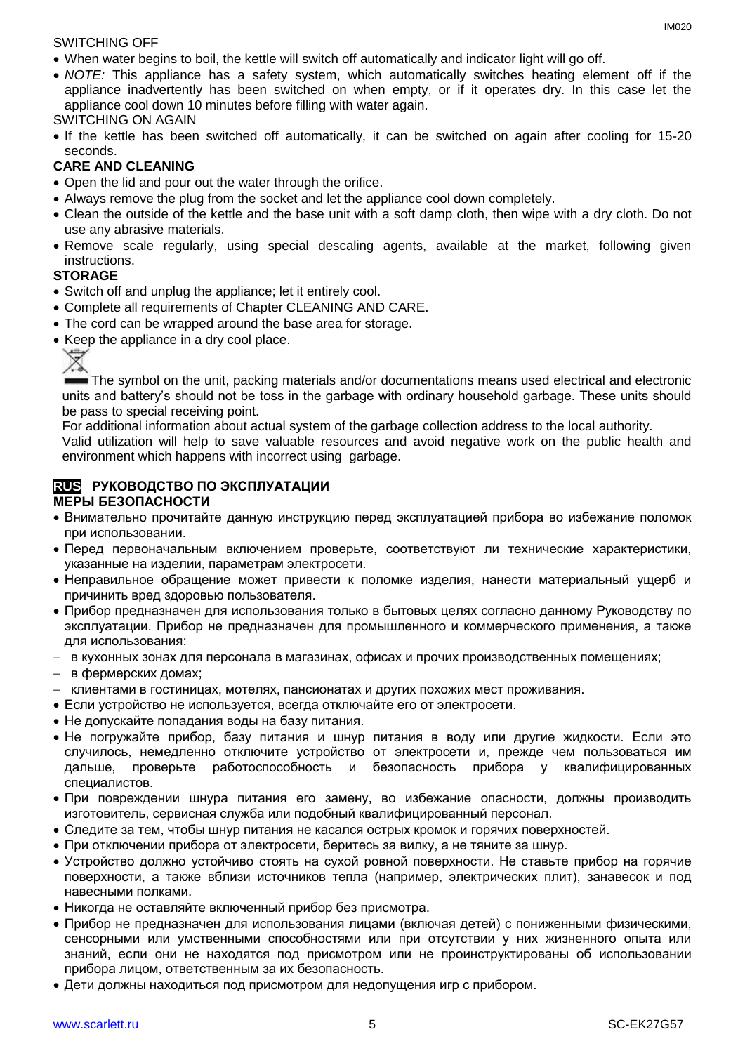SWITCHING OFF

- When water begins to boil, the kettle will switch off automatically and indicator light will go off.
- *NOTE:* This appliance has a safety system, which automatically switches heating element off if the appliance inadvertently has been switched on when empty, or if it operates dry. In this case let the appliance cool down 10 minutes before filling with water again.

SWITCHING ON AGAIN

- If the kettle has been switched off automatically, it can be switched on again after cooling for 15-20 seconds.

**CARE AND CLEANING**

- Open the lid and pour out the water through the orifice.
- Always remove the plug from the socket and let the appliance cool down completely.
- Clean the outside of the kettle and the base unit with a soft damp cloth, then wipe with a dry cloth. Do not use any abrasive materials.
- Remove scale regularly, using special descaling agents, available at the market, following given instructions.

**STORAGE**

- Switch off and unplug the appliance; let it entirely cool.
- Complete all requirements of Chapter CLEANING AND CARE.
- The cord can be wrapped around the base area for storage.
- Keep the appliance in a dry cool place.

The symbol on the unit, packing materials and/or documentations means used electrical and electronic units and battery's should not be toss in the garbage with ordinary household garbage. These units should be pass to special receiving point.

For additional information about actual system of the garbage collection address to the local authority.

Valid utilization will help to save valuable resources and avoid negative work on the public health and environment which happens with incorrect using garbage.

## RUS РУКОВОДСТВО ПО ЭКСПЛУАТАЦИИ

**МЕРЫ БЕЗОПАСНОСТИ**

- Внимательно прочитайте данную инструкцию перед эксплуатацией прибора во избежание поломок при использовании.
- Перед первоначальным включением проверьте, соответствуют ли технические характеристики, указанные на изделии, параметрам электросети.
- Неправильное обращение может привести к поломке изделия, нанести материальный ущерб и причинить вред здоровью пользователя.
- Прибор предназначен для использования только в бытовых целях согласно данному Руководству по эксплуатации. Прибор не предназначен для промышленного и коммерческого применения, а также для использования:
  - в кухонных зонах для персонала в магазинах, офисах и прочих производственных помещениях;
  - в фермерских домах;
  - клиентами в гостиницах, мотелях, пансионатах и других похожих мест проживания.
- Если устройство не используется, всегда отключайте его от электросети.
- Не допускайте попадания воды на базу питания.
- Не погружайте прибор, базу питания и шнур питания в воду или другие жидкости. Если это случилось, немедленно отключите устройство от электросети и, прежде чем пользоваться им дальше, проверьте работоспособность и безопасность прибора у квалифицированных специалистов.
- При повреждении шнура питания его замену, во избежание опасности, должны производить изготовитель, сервисная служба или подобный квалифицированный персонал.
- Следите за тем, чтобы шнур питания не касался острых кромок и горячих поверхностей.
- При отключении прибора от электросети, беритесь за вилку, а не тяните за шнур.
- Устройство должно устойчиво стоять на сухой ровной поверхности. Не ставьте прибор на горячие поверхности, а также вблизи источников тепла (например, электрических плит), занавесок и под навесными полками.
- Никогда не оставляйте включенный прибор без присмотра.
- Прибор не предназначен для использования лицами (включая детей) с пониженными физическими, сенсорными или умственными способностями или при отсутствии у них жизненного опыта или знаний, если они не находятся под присмотром или не проинструктированы об использовании прибора лицом, ответственным за их безопасность.
- Дети должны находиться под присмотром для недопущения игр с прибором.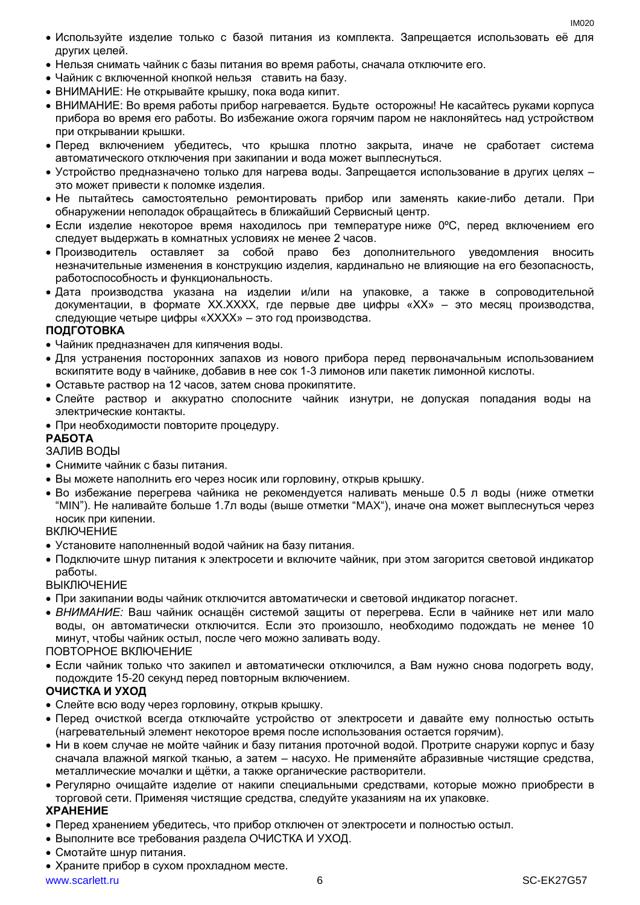- Используйте изделие только с базой питания из комплекта. Запрещается использовать её для других целей.
- Нельзя снимать чайник с базы питания во время работы, сначала отключите его.
- Чайник с включенной кнопкой нельзя ставить на базу.
- ВНИМАНИЕ: Не открывайте крышку, пока вода кипит.
- ВНИМАНИЕ: Во время работы прибор нагревается. Будьте осторожны! Не касайтесь руками корпуса прибора во время его работы. Во избежание ожога горячим паром не наклоняйтесь над устройством при открывании крышки.
- Перед включением убедитесь, что крышка плотно закрыта, иначе не сработает система автоматического отключения при закипании и вода может выплеснуться.
- Устройство предназначено только для нагрева воды. Запрещается использование в других целях – это может привести к поломке изделия.
- Не пытайтесь самостоятельно ремонтировать прибор или заменять какие-либо детали. При обнаружении неполадок обращайтесь в ближайший Сервисный центр.
- Если изделие некоторое время находилось при температуре ниже 0ºC, перед включением его следует выдержать в комнатных условиях не менее 2 часов.
- Производитель оставляет за собой право без дополнительного уведомления вносить незначительные изменения в конструкцию изделия, кардинально не влияющие на его безопасность, работоспособность и функциональность.
- Дата производства указана на изделии и/или на упаковке, а также в сопроводительной документации, в формате XX.XXXX, где первые две цифры «XX» – это месяц производства, следующие четыре цифры «XXXX» – это год производства.

**ПОДГОТОВКА**

- Чайник предназначен для кипячения воды.
- Для устранения посторонних запахов из нового прибора перед первоначальным использованием вскипятите воду в чайнике, добавив в нее сок 1-3 лимонов или пакетик лимонной кислоты.
- Оставьте раствор на 12 часов, затем снова прокипятите.
- Слейте раствор и аккуратно сполосните чайник изнутри, не допуская попадания воды на электрические контакты.
- При необходимости повторите процедуру.

**РАБОТА**

ЗАЛИВ ВОДЫ

- Снимите чайник с базы питания.
- Вы можете наполнить его через носик или горловину, открыв крышку.
- Во избежание перегрева чайника не рекомендуется наливать меньше 0.5 л воды (ниже отметки "MIN"). Не наливайте больше 1.7л воды (выше отметки "MAX"), иначе она может выплеснуться через носик при кипении.

ВКЛЮЧЕНИЕ

- Установите наполненный водой чайник на базу питания.
- Подключите шнур питания к электросети и включите чайник, при этом загорится световой индикатор работы.

ВЫКЛЮЧЕНИЕ

- При закипании воды чайник отключится автоматически и световой индикатор погаснет.
- *ВНИМАНИЕ:* Ваш чайник оснащён системой защиты от перегрева. Если в чайнике нет или мало воды, он автоматически отключится. Если это произошло, необходимо подождать не менее 10 минут, чтобы чайник остыл, после чего можно заливать воду.

ПОВТОРНОЕ ВКЛЮЧЕНИЕ

- Если чайник только что закипел и автоматически отключился, а Вам нужно снова подогреть воду, подождите 15-20 секунд перед повторным включением.

**ОЧИСТКА И УХОД**

- Слейте всю воду через горловину, открыв крышку.
- Перед очисткой всегда отключайте устройство от электросети и давайте ему полностью остыть (нагревательный элемент некоторое время после использования остается горячим).
- Ни в коем случае не мойте чайник и базу питания проточной водой. Протрите снаружи корпус и базу сначала влажной мягкой тканью, а затем – насухо. Не применяйте абразивные чистящие средства, металлические мочалки и щётки, а также органические растворители.
- Регулярно очищайте изделие от накипи специальными средствами, которые можно приобрести в торговой сети. Применяя чистящие средства, следуйте указаниям на их упаковке.

**ХРАНЕНИЕ**

- Перед хранением убедитесь, что прибор отключен от электросети и полностью остыл.
- Выполните все требования раздела ОЧИСТКА И УХОД.
- Смотайте шнур питания.
- Храните прибор в сухом прохладном месте.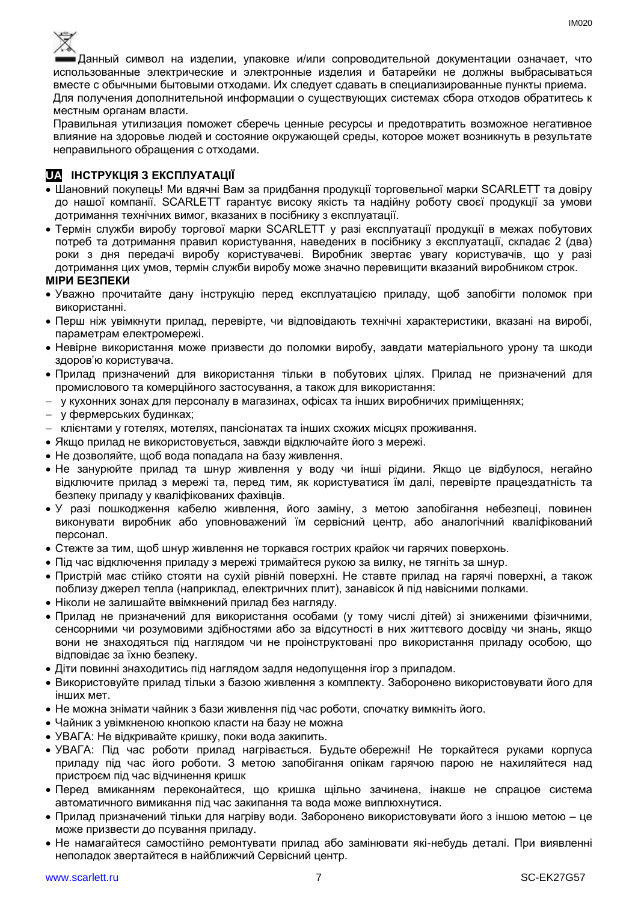Данный символ на изделии, упаковке и/или сопроводительной документации означает, что использованные электрические и электронные изделия и батарейки не должны выбрасываться вместе с обычными бытовыми отходами. Их следует сдавать в специализированные пункты приема.

Для получения дополнительной информации о существующих системах сбора отходов обратитесь к местным органам власти.

Правильная утилизация поможет сберечь ценные ресурсы и предотвратить возможное негативное влияние на здоровье людей и состояние окружающей среды, которое может возникнуть в результате неправильного обращения с отходами.

## UA ІНСТРУКЦІЯ З ЕКСПЛУАТАЦІЇ

- Шановний покупець! Ми вдячні Вам за придбання продукції торговельної марки SCARLETT та довіру до нашої компанії. SCARLETT гарантує високу якість та надійну роботу своєї продукції за умови дотримання технічних вимог, вказаних в посібнику з експлуатації.
- Термін служби виробу торгової марки SCARLETT у разі експлуатації продукції в межах побутових потреб та дотримання правил користування, наведених в посібнику з експлуатації, складає 2 (два) роки з дня передачі виробу користувачеві. Виробник звертає увагу користувачів, що у разі дотримання цих умов, термін служби виробу може значно перевищити вказаний виробником строк.

**МІРИ БЕЗПЕКИ**

- Уважно прочитайте дану інструкцію перед експлуатацією приладу, щоб запобігти поломок при використанні.
- Перш ніж увімкнути прилад, перевірте, чи відповідають технічні характеристики, вказані на виробі, параметрам електромережі.
- Невірне використання може призвести до поломки виробу, завдати матеріального урону та шкоди здоров'ю користувача.
- Прилад призначений для використання тільки в побутових цілях. Прилад не призначений для промислового та комерційного застосування, а також для використання:
  - у кухонних зонах для персоналу в магазинах, офісах та інших виробничих приміщеннях;
  - у фермерських будинках;
  - клієнтами у готелях, мотелях, пансіонатах та інших схожих місцях проживання.
- Якщо прилад не використовується, завжди відключайте його з мережі.
- Не дозволяйте, щоб вода попадала на базу живлення.
- Не занурюйте прилад та шнур живлення у воду чи інші рідини. Якщо це відбулося, негайно відключите прилад з мережі та, перед тим, як користуватися їм далі, перевірте працездатність та безпеку приладу у кваліфікованих фахівців.
- У разі пошкодження кабелю живлення, його заміну, з метою запобігання небезпеці, повинен виконувати виробник або уповноважений їм сервісний центр, або аналогічний кваліфікований персонал.
- Стежте за тим, щоб шнур живлення не торкався гострих крайок чи гарячих поверхонь.
- Під час відключення приладу з мережі тримайтеся рукою за вилку, не тягніть за шнур.
- Пристрій має стійко стояти на сухій рівній поверхні. Не ставте прилад на гарячі поверхні, а також поблизу джерел тепла (наприклад, електричних плит), занавісок й під навісними полками.
- Ніколи не залишайте ввімкнений прилад без нагляду.
- Прилад не призначений для використання особами (у тому числі дітей) зі зниженими фізичними, сенсорними чи розумовими здібностями або за відсутності в них життєвого досвіду чи знань, якщо вони не знаходяться під наглядом чи не проінструктовані про використання приладу особою, що відповідає за їхню безпеку.
- Діти повинні знаходитись під наглядом задля недопущення ігор з приладом.
- Використовуйте прилад тільки з базою живлення з комплекту. Заборонено використовувати його для інших мет.
- Не можна знімати чайник з бази живлення під час роботи, спочатку вимкніть його.
- Чайник з увімкненою кнопкою класти на базу не можна
- УВАГА: Не відкривайте кришку, поки вода закипить.
- УВАГА: Під час роботи прилад нагрівається. Будьте обережні! Не торкайтеся руками корпуса приладу під час його роботи. З метою запобігання опікам гарячою парою не нахиляйтеся над пристроєм під час відчинення кришк
- Перед вмиканням переконайтеся, що кришка щільно зачинена, інакше не спрацює система автоматичного вимикання під час закипання та вода може виплюхнутися.
- Прилад призначений тільки для нагріву води. Заборонено використовувати його з іншою метою – це може призвести до псування приладу.
- Не намагайтеся самостійно ремонтувати прилад або замінювати які-небудь деталі. При виявленні неполадок звертайтеся в найближчий Сервісний центр.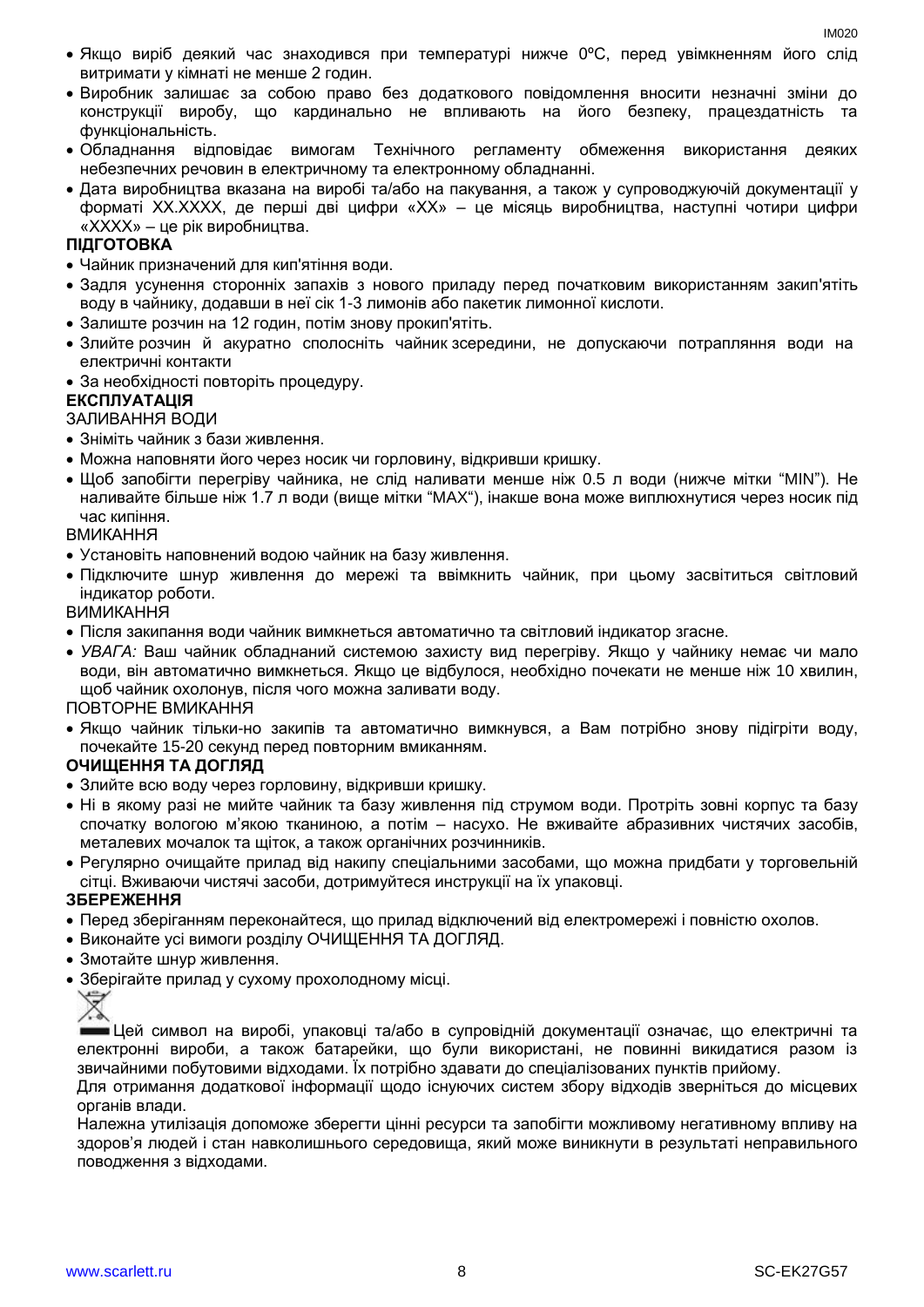- Якщо виріб деякий час знаходився при температурі нижче 0ºC, перед увімкненням його слід витримати у кімнаті не менше 2 годин.
- Виробник залишає за собою право без додаткового повідомлення вносити незначні зміни до конструкції виробу, що кардинально не впливають на його безпеку, працездатність та функціональність.
- Обладнання відповідає вимогам Технічного регламенту обмеження використання деяких небезпечних речовин в електричному та електронному обладнанні.
- Дата виробництва вказана на виробі та/або на пакування, а також у супроводжуючій документації у форматі XX.XXXX, де перші дві цифри «XX» – це місяць виробництва, наступні чотири цифри «XXXX» – це рік виробництва.

**ПІДГОТОВКА**

- Чайник призначений для кип'ятіння води.
- Задля усунення сторонніх запахів з нового приладу перед початковим використанням закип'ятіть воду в чайнику, додавши в неї сік 1-3 лимонів або пакетик лимонної кислоти.
- Залиште розчин на 12 годин, потім знову прокип'ятіть.
- Злийте розчин й акуратно сполосніть чайник зсередини, не допускаючи потрапляння води на електричні контакти
- За необхідності повторіть процедуру.

**ЕКСПЛУАТАЦІЯ**

ЗАЛИВАННЯ ВОДИ

- Зніміть чайник з бази живлення.
- Можна наповняти його через носик чи горловину, відкривши кришку.
- Щоб запобігти перегріву чайника, не слід наливати менше ніж 0.5 л води (нижче мітки "MIN"). Не наливайте більше ніж 1.7 л води (вище мітки "MAX"), інакше вона може виплюхнутися через носик під час кипіння.

ВМИКАННЯ

- Установіть наповнений водою чайник на базу живлення.
- Підключите шнур живлення до мережі та ввімкнить чайник, при цьому засвітиться світловий індикатор роботи.

ВИМИКАННЯ

- Після закипання води чайник вимкнеться автоматично та світловий індикатор згасне.
- *УВАГА:* Ваш чайник обладнаний системою захисту вид перегріву. Якщо у чайнику немає чи мало води, він автоматично вимкнеться. Якщо це відбулося, необхідно почекати не менше ніж 10 хвилин, щоб чайник охолонув, після чого можна заливати воду.

ПОВТОРНЕ ВМИКАННЯ

- Якщо чайник тільки-но закипів та автоматично вимкнувся, а Вам потрібно знову підігріти воду, почекайте 15-20 секунд перед повторним вмиканням.

**ОЧИЩЕННЯ ТА ДОГЛЯД**

- Злийте всю воду через горловину, відкривши кришку.
- Ні в якому разі не мийте чайник та базу живлення під струмом води. Протріть зовні корпус та базу спочатку вологою м'якою тканиною, а потім – насухо. Не вживайте абразивних чистячих засобів, металевих мочалок та щіток, а також органічних розчинників.
- Регулярно очищайте прилад від накипу спеціальними засобами, що можна придбати у торговельній сітці. Вживаючи чистячі засоби, дотримуйтеся инструкції на їх упаковці.

**ЗБЕРЕЖЕННЯ**

- Перед зберіганням переконайтеся, що прилад відключений від електромережі і повністю охолов.
- Виконайте усі вимоги розділу ОЧИЩЕННЯ ТА ДОГЛЯД.
- Змотайте шнур живлення.
- Зберігайте прилад у сухому прохолодному місці.

Цей символ на виробі, упаковці та/або в супровідній документації означає, що електричні та електронні вироби, а також батарейки, що були використані, не повинні викидатися разом із звичайними побутовими відходами. Їх потрібно здавати до спеціалізованих пунктів прийому.

Для отримання додаткової інформації щодо існуючих систем збору відходів зверніться до місцевих органів влади.

Належна утилізація допоможе зберегти цінні ресурси та запобігти можливому негативному впливу на здоров'я людей і стан навколишнього середовища, який може виникнути в результаті неправильного поводження з відходами.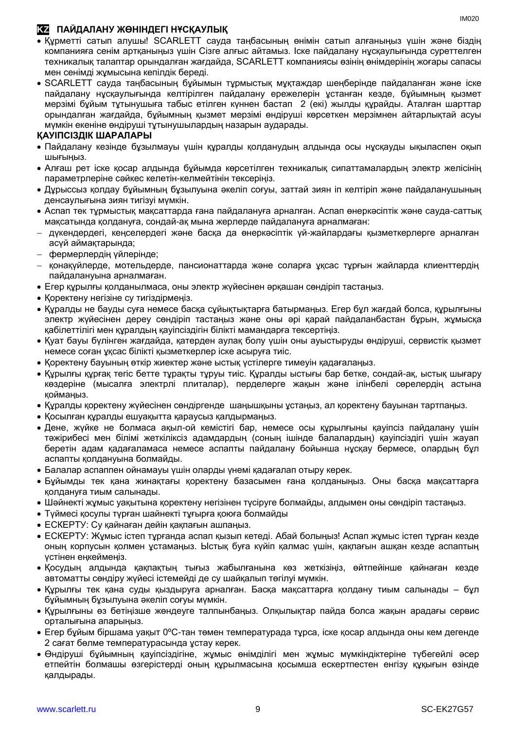## KZ ПАЙДАЛАНУ ЖӨНІНДЕГІ НҰСҚАУЛЫҚ

- Құрметті сатып алушы! SCARLETT сауда таңбасының өнімін сатып алғаныңыз үшін және біздің компанияға сенім артқаныңыз үшін Сізге алғыс айтамыз. Іске пайдалану нұсқаулығында суреттелген техникалық талаптар орындалған жағдайда, SCARLETT компаниясы өзінің өнімдерінің жоғары сапасы мен сенімді жұмысына кепілдік береді.
- SCARLETT сауда таңбасының бұйымын тұрмыстық мұқтаждар шеңберінде пайдаланған және іске пайдалану нұсқаулығында келтірілген пайдалану ережелерін ұстанған кезде, бұйымның қызмет мерзімі бұйым тұтынушыға табыс етілген күннен бастап 2 (екі) жылды құрайды. Аталған шарттар орындалған жағдайда, бұйымның қызмет мерзімі өндіруші көрсеткен мерзімнен айтарлықтай асуы мүмкін екеніне өндіруші тұтынушылардың назарын аударады.

**ҚАУІПСІЗДІК ШАРАЛАРЫ**

- Пайдалану кезінде бұзылмауы үшін құралды қолданудың алдында осы нұсқауды ықыласпен оқып шығыңыз.
- Алғаш рет іске қосар алдында бұйымда көрсетілген техникалық сипаттамалардың электр желісінің параметрлеріне сәйкес келетін-келмейтінін тексеріңіз.
- Дұрыссыз қолдау бұйымның бұзылуына әкеліп соғуы, заттай зиян іп келтіріп және пайдаланушының денсаулығына зиян тигізуі мүмкін.
- Аспап тек тұрмыстық мақсаттарда ғана пайдалануға арналған. Аспап өнеркәсіптік және сауда-саттық мақсатында қолдануға, сондай-ақ мына жерлерде пайдалануға арналмаған:
  - дүкендердегі, кеңселердегі және басқа да өнеркәсіптік үй-жайлардағы қызметкерлерге арналған асүй аймақтарында;
  - фермерлердің үйлерінде;
  - қонақүйлерде, мотельдерде, пансионаттарда және соларға ұқсас тұрғын жайларда клиенттердің пайдалануына арналмаған.
- Егер құрылғы қолданылмаса, оны электр жүйесінен әрқашан сөндіріп тастаңыз.
- Коректену негізіне су тигіздірмеңіз.
- Құралды не бауды суға немесе басқа сұйықтықтарға батырмаңыз. Егер бұл жағдай болса, құрылғыны электр жүйесінен дереу сөндіріп тастаңыз және оны әрі қарай пайдаланбастан бұрын, жұмысқа қабілеттілігі мен құралдың қауіпсіздігін білікті мамандарға тексертіңіз.
- Қуат бауы бүлінген жағдайда, қатерден аулақ болу үшін оны ауыстыруды өндіруші, сервистік қызмет немесе соған ұқсас білікті қызметкерлер іске асыруға тиіс.
- Коректену бауының өткір жиектер және ыстық үстілерге тимеуін қадағалаңыз.
- Құрылғы құрғақ тегіс бетте тұрақты тұруы тиіс. Құралды ыстығы бар бетке, сондай-ақ, ыстық шығару көздеріне (мысалға электрлі плиталар), перделерге жақын және ілінбелі сөрелердің астына қоймаңыз.
- Құралды қоректену жүйесінен сөндіргенде шаңышқыны ұстаңыз, ал қоректену бауынан тартпаңыз.
- Қосылған құралды ешуақытта қараусыз қалдырмаңыз.
- Дене, жүйке не болмаса ақыл-ой кемістігі бар, немесе осы құрылғыны қауіпсіз пайдалану үшін тәжірибесі мен білімі жеткіліксіз адамдардың (соның ішінде балалардың) қауіпсіздігі үшін жауап беретін адам қадағаламаса немесе аспапты пайдалану бойынша нұсқау бермесе, олардың бұл аспапты қолдануына болмайды.
- Балалар аспаппен ойнамауы үшін оларды үнемі қадағалап отыру керек.
- Бұйымды тек қана жинақтағы қоректену базасымен ғана қолданыңыз. Оны басқа мақсаттарға қолдануға тиым салынады.
- Шәйнекті жұмыс уақытына қоректену негізінен түсіруге болмайды, алдымен оны сөндіріп тастаңыз.
- Түймесі қосулы түрган шайнекті тұғырға қоюға болмайды
- ЕСКЕРТУ: Су қайнаған дейін қақпағын ашпаңыз.
- ЕСКЕРТУ: Жұмыс істеп тұрғанда аспап қызып кетеді. Абай болыңыз! Аспап жұмыс істеп тұрған кезде оның корпусын қолмен ұстамаңыз. Ыстық буға күйіп қалмас үшін, қақпағын ашқан кезде аспаптың үстінен еңкеймеңіз.
- Қосудың алдында қақпақтың тығыз жабылғанына көз жеткізіңіз, өйтпейінше қайнаған кезде автоматты сөндіру жүйесі істемейді де су шайқалып төгілуі мүмкін.
- Құрылғы тек қана суды қыздыруға арналған. Басқа мақсаттарға қолдану тиым салынады – бұл бұйымның бұзылуына әкеліп соғуы мүмкін.
- Құрылғыны өз бетіңізше жөндеуге талпынбаңыз. Олқылықтар пайда болса жақын арадағы сервис орталығына апарыңыз.
- Егер бұйым біршама уақыт 0ºC-тан төмен температурада тұрса, іске қосар алдында оны кем дегенде 2 сағат бөлме температурасында ұстау керек.
- Өндіруші бұйымның қауіпсіздігіне, жұмыс өнімділігі мен жұмыс мүмкіндіктеріне түбегейлі әсер етпейтін болмашы өзгерістерді оның құрылмасына қосымша ескертпестен енгізу құқығын өзінде қалдырады.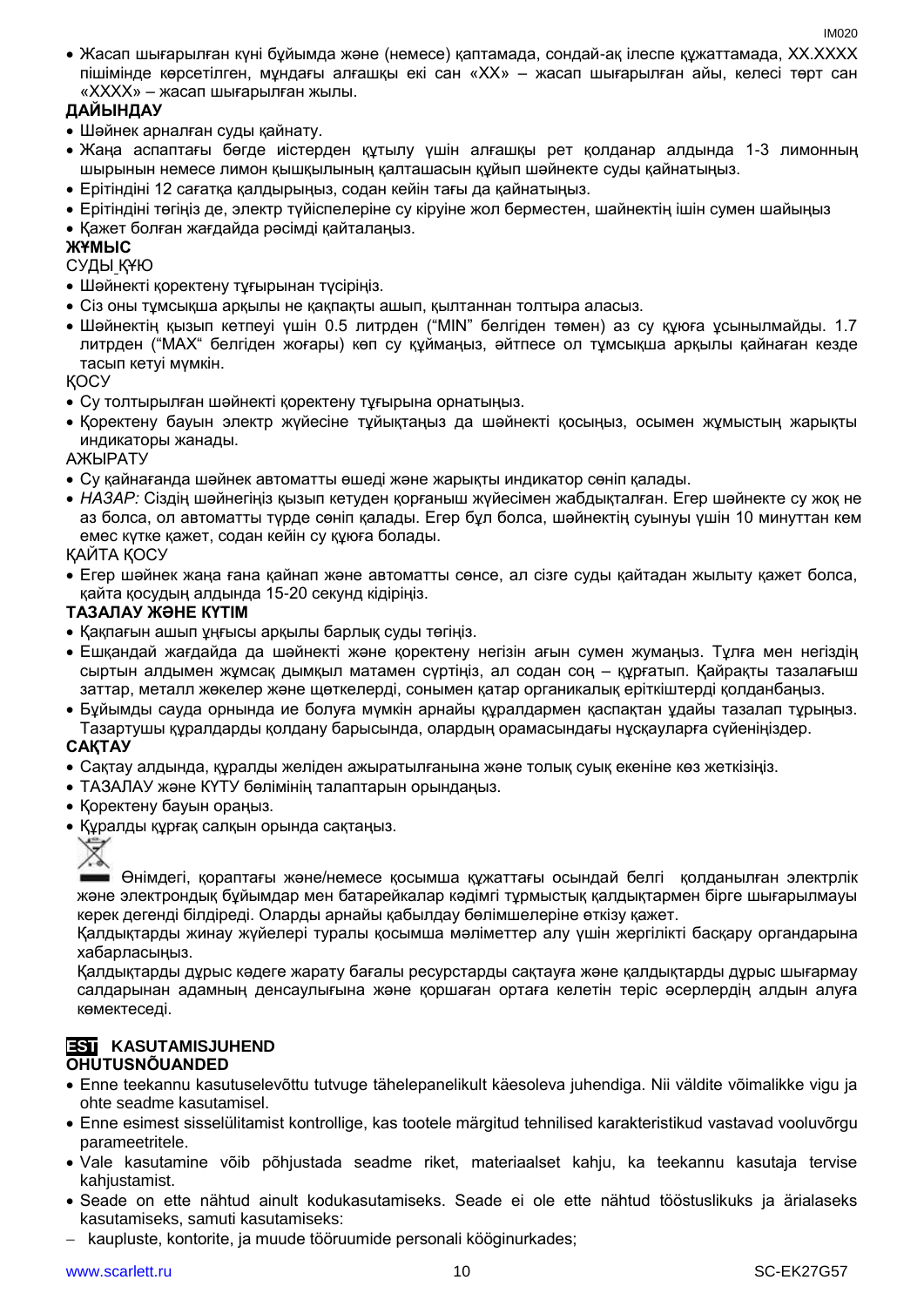- Жасап шығарылған күні бұйымда және (немесе) қаптамада, сондай-ақ ілеспе құжаттамада, XX.XXXX пішімінде көрсетілген, мұндағы алғашқы екі сан «XX» – жасап шығарылған айы, келесі төрт сан «XXXX» – жасап шығарылған жылы.

**ДАЙЫНДАУ**

- Шәйнек арналған суды қайнату.
- Жаңа аспаптағы бөгде иістерден құтылу үшін алғашқы рет қолданар алдында 1-3 лимонның шырынын немесе лимон қышқылының қалташасын құйып шәйнекте суды қайнатыңыз.
- Ерітіндіні 12 сағатқа қалдырыңыз, содан кейін тағы да қайнатыңыз.
- Ерітіндіні төгіңіз де, электр түйіспелеріне су кіруіне жол берместен, шайнектің ішін сумен шайыңыз
- Қажет болған жағдайда рәсімді қайталаңыз.

**ЖҰМЫС**

СУДЫ ҚҰЮ

- Шәйнекті қоректену тұғырынан түсіріңіз.
- Сіз оны тұмсықша арқылы не қақпақты ашып, қылтаннан толтыра аласыз.
- Шәйнектің қызып кетпеуі үшін 0.5 литрден ("MIN" белгіден төмен) аз су құюға ұсынылмайды. 1.7 литрден ("MAX" белгіден жоғары) көп су құймаңыз, әйтпесе ол тұмсықша арқылы қайнаған кезде тасып кетуі мүмкін.

ҚОСУ

- Су толтырылған шәйнекті қоректену тұғырына орнатыңыз.
- Қоректену бауын электр жүйесіне тұйықтаңыз да шәйнекті қосыңыз, осымен жұмыстың жарықты индикаторы жанады.

АЖЫРАТУ

- Су қайнағанда шәйнек автоматты өшеді және жарықты индикатор сөніп қалады.
- *НАЗАР:* Сіздің шәйнегіңіз қызып кетуден қорғаныш жүйесімен жабдықталған. Егер шәйнекте су жоқ не аз болса, ол автоматты түрде сөніп қалады. Егер бұл болса, шәйнектің суынуы үшін 10 минуттан кем емес күтке қажет, содан кейін су құюға болады.

ҚАЙТА ҚОСУ

- Егер шәйнек жаңа ғана қайнап және автоматты сөнсе, ал сізге суды қайтадан жылыту қажет болса, қайта қосудың алдында 15-20 секунд кідіріңіз.

**ТАЗАЛАУ ЖӘНЕ КҮТІМ**

- Қақпағын ашып ұңғысы арқылы барлық суды төгіңіз.
- Ешқандай жағдайда да шәйнекті және қоректену негізін ағын сумен жумаңыз. Тұлға мен негіздің сыртын алдымен жұмсақ дымқыл матамен сүртіңіз, ал содан соң – құрғатып. Қайрақты тазалағыш заттар, металл жөкелер және щеткелерді, сонымен қатар органикалық еріткіштерді қолданбаңыз.
- Бұйымды сауда орнында ие болуға мүмкін арнайы құралдармен қаспақтан ұдайы тазалап тұрыңыз. Тазартушы құралдарды қолдану барысында, олардың орамасындағы нұсқауларға сүйеніңіздер.

**САҚТАУ**

- Сақтау алдында, құралды желіден ажыратылғанына және толық суық екеніне көз жеткізіңіз.
- ТАЗАЛАУ және КҮТУ бөлімінің талаптарын орындаңыз.
- Қоректену бауын ораңыз.
- Құралды құрғақ салқын орында сақтаңыз.

Өнімдегі, қораптағы және/немесе қосымша құжаттағы осындай белгі қолданылған электрлік және электрондық бұйымдар мен батарейкалар кәдімгі тұрмыстық қалдықтармен бірге шығарылмауы керек дегенді білдіреді. Оларды арнайы қабылдау бөлімшелеріне өткізу қажет.

Қалдықтарды жинау жүйелері туралы қосымша мәліметтер алу үшін жергілікті басқару органдарына хабарласыңыз.

Қалдықтарды дұрыс кәдеге жарату бағалы ресурстарды сақтауға және қалдықтарды дұрыс шығармау салдарынан адамның денсаулығына және қоршаған ортаға келетін теріс әсерлердің алдын алуға көмектеседі.

## EST KASUTAMISJUHEND

**OHUTUSNÕUANDED**

- Enne teekannu kasutuselevõttu tutvuge tähelepanelikult käesoleva juhendiga. Nii väldite võimalikke vigu ja ohte seadme kasutamisel.
- Enne esimest sisselülitamist kontrollige, kas tootele märgitud tehnilised karakteristikud vastavad vooluvõrgu parameetritele.
- Vale kasutamine võib põhjustada seadme riket, materiaalset kahju, ka teekannu kasutaja tervise kahjustamist.
- Seade on ette nähtud ainult kodukasutamiseks. Seade ei ole ette nähtud tööstuslikuks ja ärialaseks kasutamiseks, samuti kasutamiseks:
  - kaupluste, kontorite, ja muude tööruumide personali kööginurkades;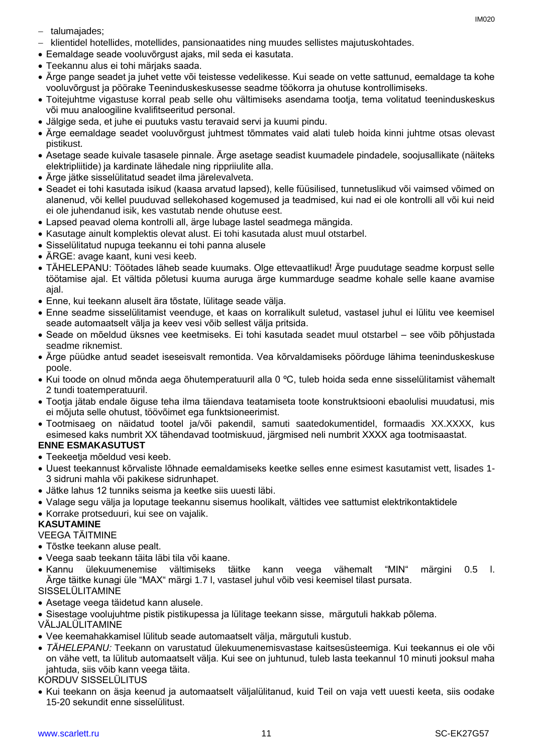- talumajades;
- klientidel hotellides, motellides, pansionaatides ning muudes sellistes majutuskohtades.

- Eemaldage seade vooluvõrgust ajaks, mil seda ei kasutata.
- Teekannu alus ei tohi märjaks saada.
- Ärge pange seadet ja juhet vette või teistesse vedelikesse. Kui seade on vette sattunud, eemaldage ta kohe vooluvõrgust ja pöörake Teeninduskeskusesse seadme töökorra ja ohutuse kontrollimiseks.
- Toitejuhtme vigastuse korral peab selle ohu vältimiseks asendama tootja, tema volitatud teeninduskeskus või muu analoogiline kvalifitseeritud personal.
- Jälgige seda, et juhe ei puutuks vastu teravaid servi ja kuumi pindu.
- Ärge eemaldage seadet vooluvõrgust juhtmest tõmmates vaid alati tuleb hoida kinni juhtme otsas olevast pistikust.
- Asetage seade kuivale tasasele pinnale. Ärge asetage seadist kuumadele pindadele, soojusallikate (näiteks elektripliitide) ja kardinate lähedale ning rippriiulite alla.
- Ärge jätke sisselülitatud seadet ilma järelevalveta.
- Seadet ei tohi kasutada isikud (kaasa arvatud lapsed), kelle füüsilised, tunnetuslikud või vaimsed võimed on alanenud, või kellel puuduvad sellekohased kogemused ja teadmised, kui nad ei ole kontrolli all või kui neid ei ole juhendanud isik, kes vastutab nende ohutuse eest.
- Lapsed peavad olema kontrolli all, ärge lubage lastel seadmega mängida.
- Kasutage ainult komplektis olevat alust. Ei tohi kasutada alust muul otstarbel.
- Sisselülitatud nupuga teekannu ei tohi panna alusele
- ÄRGE: avage kaant, kuni vesi keeb.
- TÄHELEPANU: Töötades läheb seade kuumaks. Olge ettevaatlikud! Ärge puudutage seadme korpust selle töötamise ajal. Et vältida põletusi kuuma auruga ärge kummarduge seadme kohale selle kaane avamise ajal.
- Enne, kui teekann aluselt ära tõstate, lülitage seade välja.
- Enne seadme sisselülitamist veenduge, et kaas on korralikult suletud, vastasel juhul ei lülitu vee keemisel seade automaatselt välja ja keev vesi võib sellest välja pritsida.
- Seade on mõeldud üksnes vee keetmiseks. Ei tohi kasutada seadet muul otstarbel – see võib põhjustada seadme riknemist.
- Ärge püüdke antud seadet iseseisvalt remontida. Vea kõrvaldamiseks pöörduge lähima teeninduskeskuse poole.
- Kui toode on olnud mõnda aega õhutemperatuuril alla 0 ºC, tuleb hoida seda enne sisselülitamist vähemalt 2 tundi toatemperatuuril.
- Tootja jätab endale õiguse teha ilma täiendava teatamiseta toote konstruktsiooni ebaolulisi muudatusi, mis ei mõjuta selle ohutust, töövõimet ega funktsioneerimist.
- Tootmisaeg on näidatud tootel ja/või pakendil, samuti saatedokumentidel, formaadis XX.XXXX, kus esimesed kaks numbrit XX tähendavad tootmiskuud, järgmised neli numbrit XXXX aga tootmisaastat.

**ENNE ESMAKASUTUST**

- Teekeetja mõeldud vesi keeb.
- Uuest teekannust kõrvaliste lõhnade eemaldamiseks keetke selles enne esimest kasutamist vett, lisades 1-3 sidruni mahla või pakikese sidrunhapet.
- Jätke lahus 12 tunniks seisma ja keetke siis uuesti läbi.
- Valage segu välja ja loputage teekannu sisemus hoolikalt, vältides vee sattumist elektrikontaktidele
- Korrake protseduuri, kui see on vajalik.

**KASUTAMINE**

VEEGA TÄITMINE

- Tõstke teekann aluse pealt.
- Veega saab teekann täita läbi tila või kaane.
- Kannu ülekuumenemise vältimiseks täitke kann veega vähemalt "MIN" märgini 0.5 l. Ärge täitke kunagi üle "MAX" märgi 1.7 l, vastasel juhul võib vesi keemisel tilast pursata.

SISSELÜLITAMINE

- Asetage veega täidetud kann alusele.
- Sisestage voolujuhtme pistik pistikupessa ja lülitage teekann sisse, märgutuli hakkab põlema.

VÄLJALÜLITAMINE

- Vee keemahakkamisel lülitub seade automaatselt välja, märgutuli kustub.
- *TÄHELEPANU:* Teekann on varustatud ülekuumenemisvastase kaitsesüsteemiga. Kui teekannus ei ole või on vähe vett, ta lülitub automaatselt välja. Kui see on juhtunud, tuleb lasta teekannul 10 minuti jooksul maha jahtuda, siis võib kann veega täita.

KORDUV SISSELÜLITUS

- Kui teekann on äsja keenud ja automaatselt väljalülitanud, kuid Teil on vaja vett uuesti keeta, siis oodake 15-20 sekundit enne sisselülitust.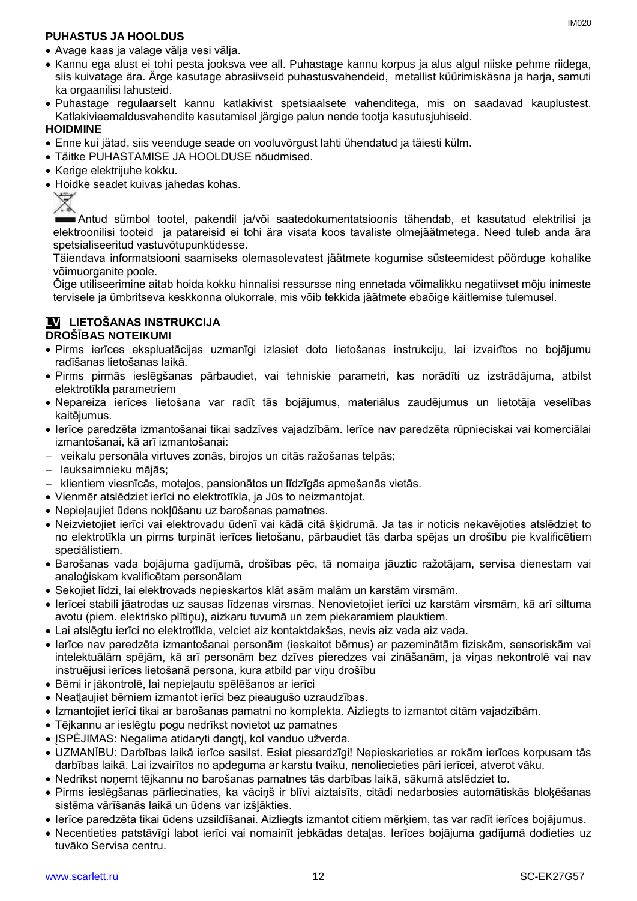**PUHASTUS JA HOOLDUS**

- Avage kaas ja valage välja vesi välja.
- Kannu ega alust ei tohi pesta jooksva vee all. Puhastage kannu korpus ja alus algul niiske pehme riidega, siis kuivatage ära. Ärge kasutage abrasiivseid puhastusvahendeid, metallist küürimiskäsna ja harja, samuti ka orgaanilisi lahusteid.
- Puhastage regulaarselt kannu katlakivist spetsiaalsete vahenditega, mis on saadavad kauplustest. Katlakivieemaldusvahendite kasutamisel järgige palun nende tootja kasutusjuhiseid.

**HOIDMINE**

- Enne kui jätad, siis veenduge seade on vooluvõrgust lahti ühendatud ja täiesti külm.
- Täitke PUHASTAMISE JA HOOLDUSE nõudmised.
- Kerige elektrijuhe kokku.
- Hoidke seadet kuivas jahedas kohas.

Antud sümbol tootel, pakendil ja/või saatedokumentatsioonis tähendab, et kasutatud elektrilisi ja elektroonilisi tooteid ja patareisid ei tohi ära visata koos tavaliste olmejäätmetega. Need tuleb anda ära spetsialiseeritud vastuvõtupunktidesse.

Täiendava informatsiooni saamiseks olemasolevatest jäätmete kogumise süsteemidest pöörduge kohalike võimuorganite poole.

Õige utiliseerimine aitab hoida kokku hinnalisi ressursse ning ennetada võimalikku negatiivset mõju inimeste tervisele ja ümbritseva keskkonna olukorrale, mis võib tekkida jäätmete ebaõige käitlemise tulemusel.

## LV LIETOŠANAS INSTRUKCIJA

**DROŠĪBAS NOTEIKUMI**

- Pirms ierīces ekspluatācijas uzmanīgi izlasiet doto lietošanas instrukciju, lai izvairītos no bojājumu radīšanas lietošanas laikā.
- Pirms pirmās ieslēgšanas pārbaudiet, vai tehniskie parametri, kas norādīti uz izstrādājuma, atbilst elektrotīkla parametriem
- Nepareiza ierīces lietošana var radīt tās bojājumus, materiālus zaudējumus un lietotāja veselības kaitējumus.
- Ierīce paredzēta izmantošanai tikai sadzīves vajadzībām. Ierīce nav paredzēta rūpnieciskai vai komerciālai izmantošanai, kā arī izmantošanai:
  - veikalu personāla virtuves zonās, birojos un citās ražošanas telpās;
  - lauksaimnieku mājās;
  - klientiem viesnīcās, moteļos, pansionātos un līdzīgās apmešanās vietās.
- Vienmēr atslēdziet ierīci no elektrotīkla, ja Jūs to neizmantojat.
- Nepieļaujiet ūdens nokļūšanu uz barošanas pamatnes.
- Neizvietojiet ierīci vai elektrovadu ūdenī vai kādā citā šķidrumā. Ja tas ir noticis nekavējoties atslēdziet to no elektrotīkla un pirms turpināt ierīces lietošanu, pārbaudiet tās darba spējas un drošību pie kvalificētiem speciālistiem.
- Barošanas vada bojājuma gadījumā, drošības pēc, tā nomaiņa jāuztic ražotājam, servisa dienestam vai analoģiskam kvalificētam personālam
- Sekojiet līdzi, lai elektrovads nepieskartos klāt asām malām un karstām virsmām.
- Ierīcei stabili jāatrodas uz sausas līdzenas virsmas. Nenovietojiet ierīci uz karstām virsmām, kā arī siltuma avotu (piem. elektrisko plītiņu), aizkaru tuvumā un zem piekaramiem plauktiem.
- Lai atslēgtu ierīci no elektrotīkla, velciet aiz kontaktdakšas, nevis aiz vada aiz vada.
- Ierīce nav paredzēta izmantošanai personām (ieskaitot bērnus) ar pazeminātām fiziskām, sensoriskām vai intelektuālām spējām, kā arī personām bez dzīves pieredzes vai zināšanām, ja viņas nekontrolē vai nav instruējusi ierīces lietošanā persona, kura atbild par viņu drošību
- Bērni ir jākontrolē, lai nepieļautu spēlēšanos ar ierīci
- Neatļaujiet bērniem izmantot ierīci bez pieaugušo uzraudzības.
- Izmantojiet ierīci tikai ar barošanas pamatni no komplekta. Aizliegts to izmantot citām vajadzībām.
- Tējkannu ar ieslēgtu pogu nedrīkst novietot uz pamatnes
- ĮSPĖJIMAS: Negalima atidaryti dangtį, kol vanduo užverda.
- UZMANĪBU: Darbības laikā ierīce sasilst. Esiet piesardzīgi! Nepieskarieties ar rokām ierīces korpusam tās darbības laikā. Lai izvairītos no apdeguma ar karstu tvaiku, nenoliecieties pāri ierīcei, atverot vāku.
- Nedrīkst noņemt tējkannu no barošanas pamatnes tās darbības laikā, sākumā atslēdziet to.
- Pirms ieslēgšanas pārliecinaties, ka vāciņš ir blīvi aiztaisīts, citādi nedarbosies automātiskās bloķēšanas sistēma vārīšanās laikā un ūdens var izšļākties.
- Ierīce paredzēta tikai ūdens uzsildīšanai. Aizliegts izmantot citiem mērķiem, tas var radīt ierīces bojājumus.
- Necentieties patstāvīgi labot ierīci vai nomainīt jebkādas detaļas. Ierīces bojājuma gadījumā dodieties uz tuvāko Servisa centru.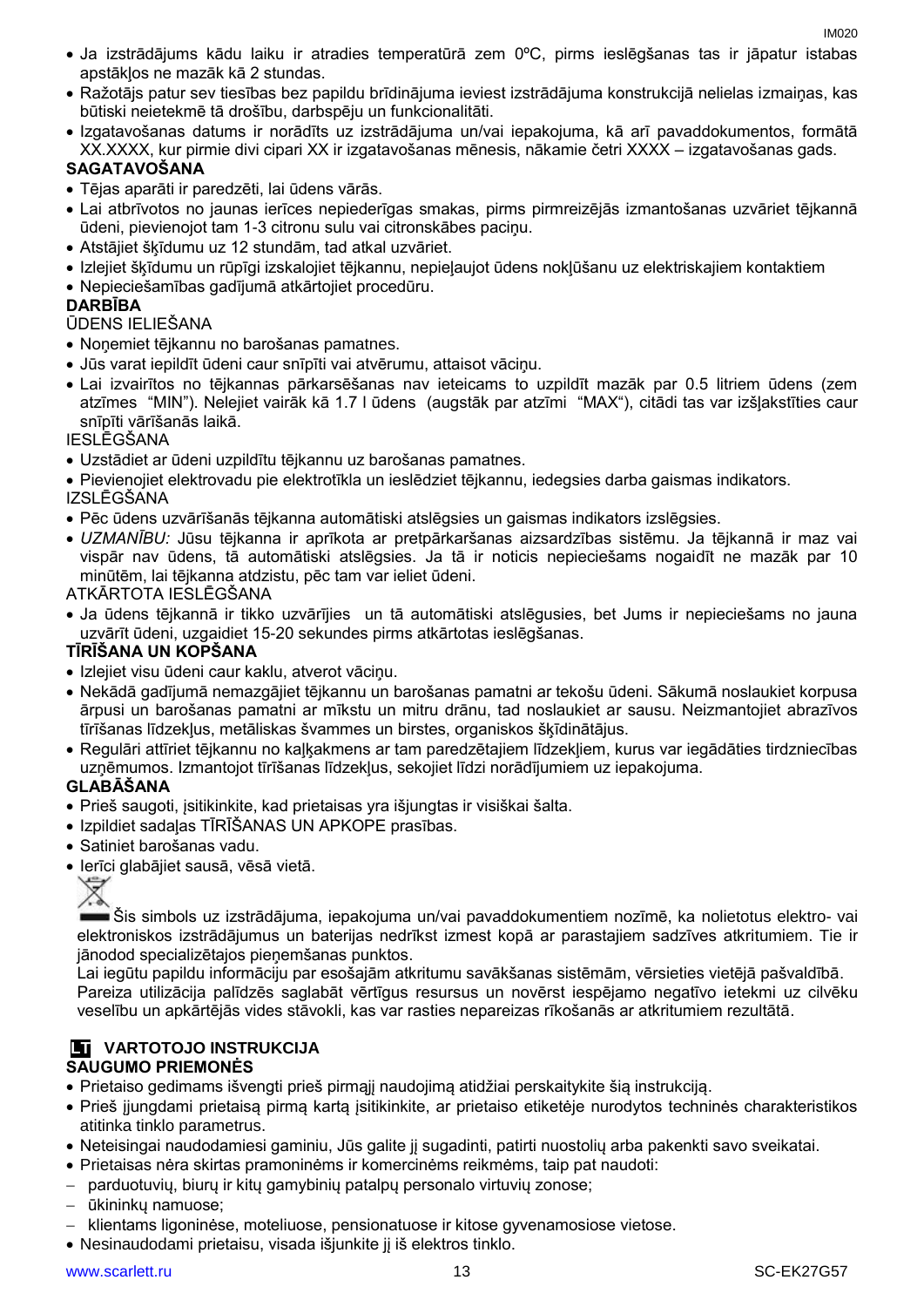- Ja izstrādājums kādu laiku ir atradies temperatūrā zem 0ºC, pirms ieslēgšanas tas ir jāpatur istabas apstākļos ne mazāk kā 2 stundas.
- Ražotājs patur sev tiesības bez papildu brīdinājuma ieviest izstrādājuma konstrukcijā nelielas izmaiņas, kas būtiski neietekmē tā drošību, darbspēju un funkcionalitāti.
- Izgatavošanas datums ir norādīts uz izstrādājuma un/vai iepakojuma, kā arī pavaddokumentos, formātā XX.XXXX, kur pirmie divi cipari XX ir izgatavošanas mēnesis, nākamie četri XXXX – izgatavošanas gads.

**SAGATAVOŠANA**

- Tējas aparāti ir paredzēti, lai ūdens vārās.
- Lai atbrīvotos no jaunas ierīces nepiederīgas smakas, pirms pirmreizējās izmantošanas uzvāriet tējkannā ūdeni, pievienojot tam 1-3 citronu sulu vai citronskābes paciņu.
- Atstājiet šķīdumu uz 12 stundām, tad atkal uzvāriet.
- Izlejiet šķīdumu un rūpīgi izskalojiet tējkannu, nepieļaujot ūdens nokļūšanu uz elektriskajiem kontaktiem
- Nepieciešamības gadījumā atkārtojiet procedūru.

**DARBĪBA**

ŪDENS IELIEŠANA

- Noņemiet tējkannu no barošanas pamatnes.
- Jūs varat iepildīt ūdeni caur snīpīti vai atvērumu, attaisot vāciņu.
- Lai izvairītos no tējkannas pārkarsēšanas nav ieteicams to uzpildīt mazāk par 0.5 litriem ūdens (zem atzīmes "MIN"). Nelejiet vairāk kā 1.7 l ūdens (augstāk par atzīmi "MAX"), citādi tas var izšļakstīties caur snīpīti vārīšanās laikā.

IESLĒGŠANA

- Uzstādiet ar ūdeni uzpildītu tējkannu uz barošanas pamatnes.
- Pievienojiet elektrovadu pie elektrotīkla un ieslēdziet tējkannu, iedegsies darba gaismas indikators.

IZSLĒGŠANA

- Pēc ūdens uzvārīšanās tējkanna automātiski atslēgsies un gaismas indikators izslēgsies.
- *UZMANĪBU:* Jūsu tējkanna ir aprīkota ar pretpārkaršanas aizsardzības sistēmu. Ja tējkannā ir maz vai vispār nav ūdens, tā automātiski atslēgsies. Ja tā ir noticis nepieciešams nogaidīt ne mazāk par 10 minūtēm, lai tējkanna atdzistu, pēc tam var ieliet ūdeni.

ATKĀRTOTA IESLĒGŠANA

- Ja ūdens tējkannā ir tikko uzvārījies un tā automātiski atslēgusies, bet Jums ir nepieciešams no jauna uzvārīt ūdeni, uzgaidiet 15-20 sekundes pirms atkārtotas ieslēgšanas.

**TĪRĪŠANA UN KOPŠANA**

- Izlejiet visu ūdeni caur kaklu, atverot vāciņu.
- Nekādā gadījumā nemazgājiet tējkannu un barošanas pamatni ar tekošu ūdeni. Sākumā noslaukiet korpusa ārpusi un barošanas pamatni ar mīkstu un mitru drānu, tad noslaukiet ar sausu. Neizmantojiet abrazīvos tīrīšanas līdzekļus, metāliskas švammes un birstes, organiskos šķīdinātājus.
- Regulāri attīriet tējkannu no kaļķakmens ar tam paredzētajiem līdzekļiem, kurus var iegādāties tirdzniecības uzņēmumos. Izmantojot tīrīšanas līdzekļus, sekojiet līdzi norādījumiem uz iepakojuma.

**GLABĀŠANA**

- Prieš saugoti, įsitikinkite, kad prietaisas yra išjungtas ir visiškai šalta.
- Izpildiet sadaļas TĪRĪŠANAS UN APKOPE prasības.
- Satiniet barošanas vadu.
- Ierīci glabājiet sausā, vēsā vietā.

Šis simbols uz izstrādājuma, iepakojuma un/vai pavaddokumentiem nozīmē, ka nolietotus elektro- vai elektroniskos izstrādājumus un baterijas nedrīkst izmest kopā ar parastajiem sadzīves atkritumiem. Tie ir jānodod specializētajos pieņemšanas punktos.

Lai iegūtu papildu informāciju par esošajām atkritumu savākšanas sistēmām, vērsieties vietējā pašvaldībā.

Pareiza utilizācija palīdzēs saglabāt vērtīgus resursus un novērst iespējamo negatīvo ietekmi uz cilvēku veselību un apkārtējās vides stāvokli, kas var rasties nepareizas rīkošanās ar atkritumiem rezultātā.

## LT VARTOTOJO INSTRUKCIJA

**SAUGUMO PRIEMONĖS**

- Prietaiso gedimams išvengti prieš pirmąjį naudojimą atidžiai perskaitykite šią instrukciją.
- Prieš įjungdami prietaisą pirmą kartą įsitikinkite, ar prietaiso etiketėje nurodytos techninės charakteristikos atitinka tinklo parametrus.
- Neteisingai naudodamiesi gaminiu, Jūs galite jį sugadinti, patirti nuostolių arba pakenkti savo sveikatai.
- Prietaisas nėra skirtas pramoninėms ir komercinėms reikmėms, taip pat naudoti:
  - parduotuvių, biurų ir kitų gamybinių patalpų personalo virtuvių zonose;
  - ūkininkų namuose;
  - klientams ligoninėse, moteliuose, pensionatuose ir kitose gyvenamosiose vietose.
- Nesinaudodami prietaisu, visada išjunkite jį iš elektros tinklo.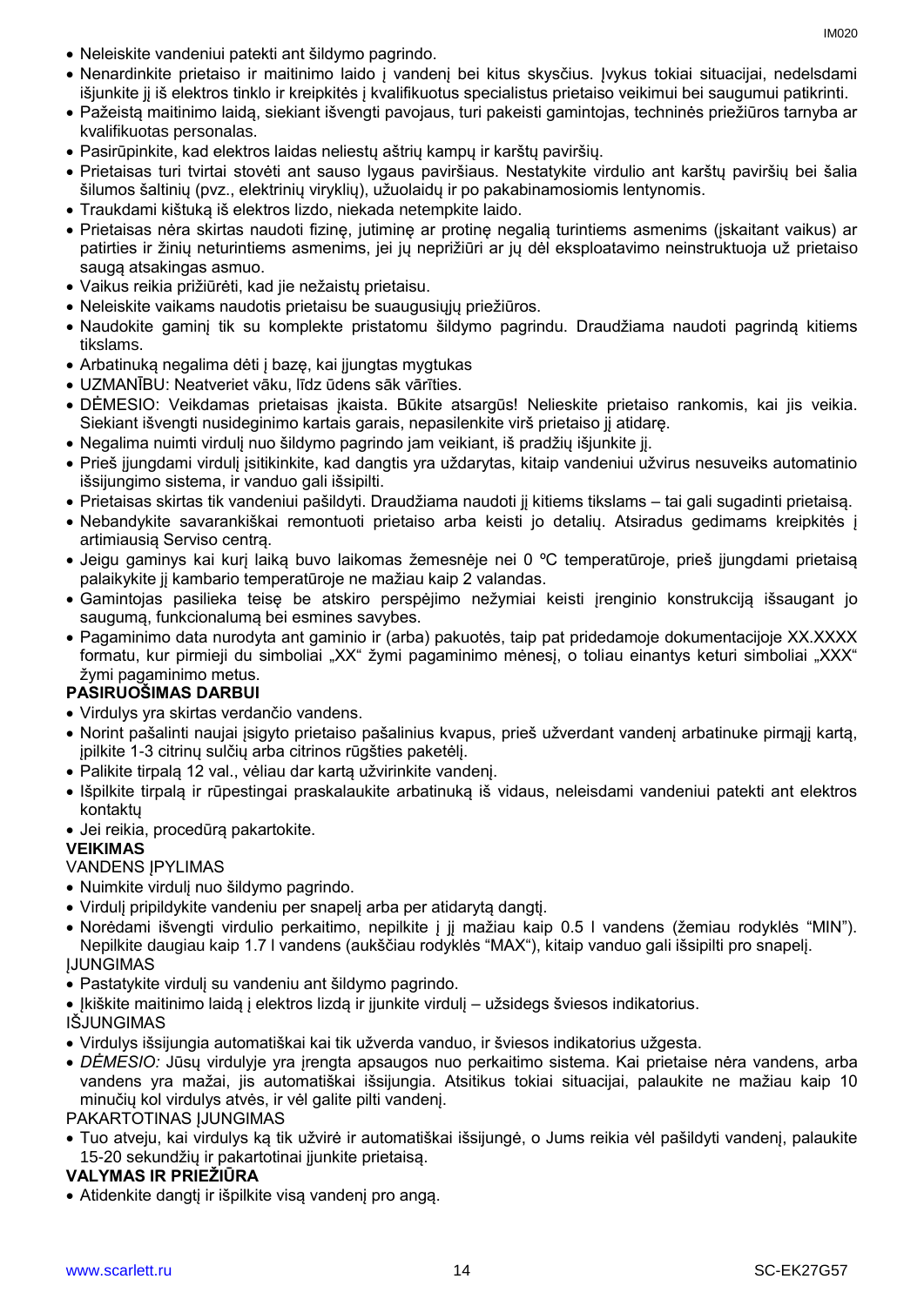- Neleiskite vandeniui patekti ant šildymo pagrindo.
- Nenardinkite prietaiso ir maitinimo laido į vandenį bei kitus skysčius. Įvykus tokiai situacijai, nedelsdami išjunkite jį iš elektros tinklo ir kreipkitės į kvalifikuotus specialistus prietaiso veikimui bei saugumui patikrinti.
- Pažeistą maitinimo laidą, siekiant išvengti pavojaus, turi pakeisti gamintojas, techninės priežiūros tarnyba ar kvalifikuotas personalas.
- Pasirūpinkite, kad elektros laidas neliestų aštrių kampų ir karštų paviršių.
- Prietaisas turi tvirtai stovėti ant sauso lygaus paviršiaus. Nestatykite virdulio ant karštų paviršių bei šalia šilumos šaltinių (pvz., elektrinių viryklių), užuolaidų ir po pakabinamosiomis lentynomis.
- Traukdami kištuką iš elektros lizdo, niekada netempkite laido.
- Prietaisas nėra skirtas naudoti fizinę, jutiminę ar protinę negalią turintiems asmenims (įskaitant vaikus) ar patirties ir žinių neturintiems asmenims, jei jų neprižiūri ar jų dėl eksploatavimo neinstruktuoja už prietaiso saugą atsakingas asmuo.
- Vaikus reikia prižiūrėti, kad jie nežaistų prietaisu.
- Neleiskite vaikams naudotis prietaisu be suaugusiųjų priežiūros.
- Naudokite gaminį tik su komplekte pristatomu šildymo pagrindu. Draudžiama naudoti pagrindą kitiems tikslams.
- Arbatinuką negalima dėti į bazę, kai įjungtas mygtukas
- UZMANĪBU: Neatveriet vāku, līdz ūdens sāk vārīties.
- DĖMESIO: Veikdamas prietaisas įkaista. Būkite atsargūs! Nelieskite prietaiso rankomis, kai jis veikia. Siekiant išvengti nusideginimo kartais garais, nepasilenkite virš prietaiso jį atidarę.
- Negalima nuimti virdulį nuo šildymo pagrindo jam veikiant, iš pradžių išjunkite jį.
- Prieš įjungdami virdulį įsitikinkite, kad dangtis yra uždarytas, kitaip vandeniui užvirus nesuveiks automatinio išsijungimo sistema, ir vanduo gali išsipilti.
- Prietaisas skirtas tik vandeniui pašildyti. Draudžiama naudoti jį kitiems tikslams – tai gali sugadinti prietaisą.
- Nebandykite savarankiškai remontuoti prietaiso arba keisti jo detalių. Atsiradus gedimams kreipkitės į artimiausią Serviso centrą.
- Jeigu gaminys kai kurį laiką buvo laikomas žemesnėje nei 0 ºC temperatūroje, prieš įjungdami prietaisą palaikykite jį kambario temperatūroje ne mažiau kaip 2 valandas.
- Gamintojas pasilieka teisę be atskiro perspėjimo nežymiai keisti įrenginio konstrukciją išsaugant jo saugumą, funkcionalumą bei esmines savybes.
- Pagaminimo data nurodyta ant gaminio ir (arba) pakuotės, taip pat pridedamoje dokumentacijoje XX.XXXX formatu, kur pirmieji du simboliai „XX" žymi pagaminimo mėnesį, o toliau einantys keturi simboliai „XXX" žymi pagaminimo metus.

**PASIRUOŠIMAS DARBUI**

- Virdulys yra skirtas verdančio vandens.
- Norint pašalinti naujai įsigyto prietaiso pašalinius kvapus, prieš užverdant vandenį arbatinuke pirmąjį kartą, įpilkite 1-3 citrinų sulčių arba citrinos rūgšties paketėlį.
- Palikite tirpalą 12 val., vėliau dar kartą užvirinkite vandenį.
- Išpilkite tirpalą ir rūpestingai praskalaukite arbatinuką iš vidaus, neleisdami vandeniui patekti ant elektros kontaktų
- Jei reikia, procedūrą pakartokite.

**VEIKIMAS**

VANDENS ĮPYLIMAS

- Nuimkite virdulį nuo šildymo pagrindo.
- Virdulį pripildykite vandeniu per snapelį arba per atidarytą dangtį.
- Norėdami išvengti virdulio perkaitimo, nepilkite į jį mažiau kaip 0.5 l vandens (žemiau rodyklės "MIN"). Nepilkite daugiau kaip 1.7 l vandens (aukščiau rodyklės "MAX"), kitaip vanduo gali išsipilti pro snapelį.

ĮJUNGIMAS

- Pastatykite virdulį su vandeniu ant šildymo pagrindo.
- Įkiškite maitinimo laidą į elektros lizdą ir įjunkite virdulį – užsidegs šviesos indikatorius.

IŠJUNGIMAS

- Virdulys išsijungia automatiškai kai tik užverda vanduo, ir šviesos indikatorius užgesta.
- *DĖMESIO:* Jūsų virdulyje yra įrengta apsaugos nuo perkaitimo sistema. Kai prietaise nėra vandens, arba vandens yra mažai, jis automatiškai išsijungia. Atsitikus tokiai situacijai, palaukite ne mažiau kaip 10 minučių kol virdulys atvės, ir vėl galite pilti vandenį.

PAKARTOTINAS ĮJUNGIMAS

- Tuo atveju, kai virdulys ką tik užvirė ir automatiškai išsijungė, o Jums reikia vėl pašildyti vandenį, palaukite 15-20 sekundžių ir pakartotinai įjunkite prietaisą.

**VALYMAS IR PRIEŽIŪRA**

- Atidenkite dangtį ir išpilkite visą vandenį pro angą.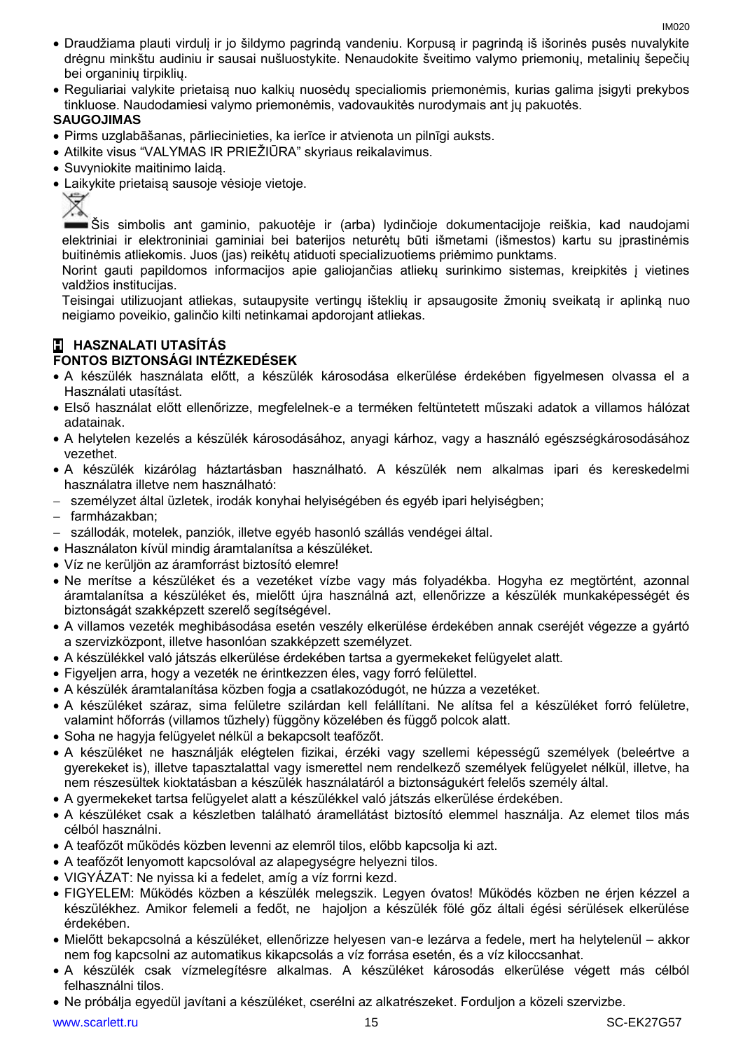- Draudžiama plauti virdulį ir jo šildymo pagrindą vandeniu. Korpusą ir pagrindą iš išorinės pusės nuvalykite drėgnu minkštu audiniu ir sausai nušluostykite. Nenaudokite šveitimo valymo priemonių, metalinių šepečių bei organinių tirpiklių.
- Reguliariai valykite prietaisą nuo kalkių nuosėdų specialiomis priemonėmis, kurias galima įsigyti prekybos tinkluose. Naudodamiesi valymo priemonėmis, vadovaukitės nurodymais ant jų pakuotės.

**SAUGOJIMAS**

- Pirms uzglabāšanas, pārliecinieties, ka ierīce ir atvienota un pilnīgi auksts.
- Atilkite visus "VALYMAS IR PRIEŽIŪRA" skyriaus reikalavimus.
- Suvyniokite maitinimo laidą.
- Laikykite prietaisą sausoje vėsioje vietoje.

Šis simbolis ant gaminio, pakuotėje ir (arba) lydinčioje dokumentacijoje reiškia, kad naudojami elektriniai ir elektroniniai gaminiai bei baterijos neturėtų būti išmetami (išmestos) kartu su įprastinėmis buitinėmis atliekomis. Juos (jas) reikėtų atiduoti specializuotiems priėmimo punktams.

Norint gauti papildomos informacijos apie galiojančias atliekų surinkimo sistemas, kreipkitės į vietines valdžios institucijas.

Teisingai utilizuojant atliekas, sutaupysite vertingų išteklių ir apsaugosite žmonių sveikatą ir aplinką nuo neigiamo poveikio, galinčio kilti netinkamai apdorojant atliekas.

## H HASZNALATI UTASÍTÁS

### FONTOS BIZTONSÁGI INTÉZKEDÉSEK

- A készülék használata előtt, a készülék károsodása elkerülése érdekében figyelmesen olvassa el a Használati utasítást.
- Első használat előtt ellenőrizze, megfelelnek-e a terméken feltüntetett műszaki adatok a villamos hálózat adatainak.
- A helytelen kezelés a készülék károsodásához, anyagi kárhoz, vagy a használó egészségkárosodásához vezethet.
- A készülék kizárólag háztartásban használható. A készülék nem alkalmas ipari és kereskedelmi használatra illetve nem használható:
  - személyzet által üzletek, irodák konyhai helyiségében és egyéb ipari helyiségben;
  - farmházakban;
  - szállodák, motelek, panziók, illetve egyéb hasonló szállás vendégei által.
- Használaton kívül mindig áramtalanítsa a készüléket.
- Víz ne kerüljön az áramforrást biztosító elemre!
- Ne merítse a készüléket és a vezetéket vízbe vagy más folyadékba. Hogyha ez megtörtént, azonnal áramtalanítsa a készüléket és, mielőtt újra használná azt, ellenőrizze a készülék munkaképességét és biztonságát szakképzett szerelő segítségével.
- A villamos vezeték meghibásodása esetén veszély elkerülése érdekében annak cseréjét végezze a gyártó a szervizközpont, illetve hasonlóan szakképzett személyzet.
- A készülékkel való játszás elkerülése érdekében tartsa a gyermekeket felügyelet alatt.
- Figyeljen arra, hogy a vezeték ne érintkezzen éles, vagy forró felülettel.
- A készülék áramtalanítása közben fogja a csatlakozódugót, ne húzza a vezetéket.
- A készüléket száraz, sima felületre szilárdan kell felállítani. Ne alítsa fel a készüléket forró felületre, valamint hőforrás (villamos tűzhely) függöny közelében és függő polcok alatt.
- Soha ne hagyja felügyelet nélkül a bekapcsolt teafőzőt.
- A készüléket ne használják elégtelen fizikai, érzéki vagy szellemi képességű személyek (beleértve a gyerekeket is), illetve tapasztalattal vagy ismerettel nem rendelkező személyek felügyelet nélkül, illetve, ha nem részesültek kioktatásban a készülék használatáról a biztonságukért felelős személy által.
- A gyermekeket tartsa felügyelet alatt a készülékkel való játszás elkerülése érdekében.
- A készüléket csak a készletben található áramellátást biztosító elemmel használja. Az elemet tilos más célból használni.
- A teafőzőt működés közben levenni az elemről tilos, előbb kapcsolja ki azt.
- A teafőzőt lenyomott kapcsolóval az alapegységre helyezni tilos.
- VIGYÁZAT: Ne nyissa ki a fedelet, amíg a víz forrni kezd.
- FIGYELEM: Működés közben a készülék melegszik. Legyen óvatos! Működés közben ne érjen kézzel a készülékhez. Amikor felemeli a fedőt, ne hajoljon a készülék fölé gőz általi égési sérülések elkerülése érdekében.
- Mielőtt bekapcsolná a készüléket, ellenőrizze helyesen van-e lezárva a fedele, mert ha helytelenül – akkor nem fog kapcsolni az automatikus kikapcsolás a víz forrása esetén, és a víz kiloccsanhat.
- A készülék csak vízmelegítésre alkalmas. A készüléket károsodás elkerülése végett más célból felhasználni tilos.
- Ne próbálja egyedül javítani a készüléket, cserélni az alkatrészeket. Forduljon a közeli szervizbe.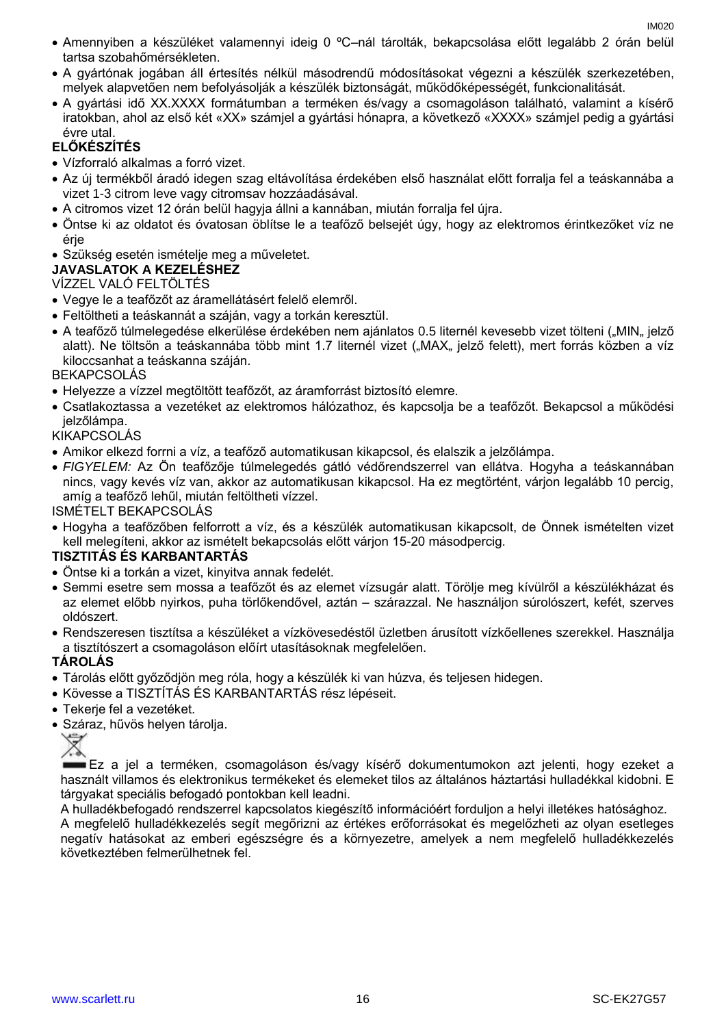- Amennyiben a készüléket valamennyi ideig 0 ºC–nál tárolták, bekapcsolása előtt legalább 2 órán belül tartsa szobahőmérsékleten.
- A gyártónak jogában áll értesítés nélkül másodrendű módosításokat végezni a készülék szerkezetében, melyek alapvetően nem befolyásolják a készülék biztonságát, működőképességét, funkcionalitását.
- A gyártási idő XX.XXXX formátumban a terméken és/vagy a csomagoláson található, valamint a kísérő iratokban, ahol az első két «XX» számjel a gyártási hónapra, a következő «XXXX» számjel pedig a gyártási évre utal.

**ELŐKÉSZÍTÉS**

- Vízforraló alkalmas a forró vizet.
- Az új termékből áradó idegen szag eltávolítása érdekében első használat előtt forralja fel a teáskannába a vizet 1-3 citrom leve vagy citromsav hozzáadásával.
- A citromos vizet 12 órán belül hagyja állni a kannában, miután forralja fel újra.
- Öntse ki az oldatot és óvatosan öblítse le a teafőző belsejét úgy, hogy az elektromos érintkezőket víz ne érje
- Szükség esetén ismételje meg a műveletet.

**JAVASLATOK A KEZELÉSHEZ**

VÍZZEL VALÓ FELTÖLTÉS

- Vegye le a teafőzőt az áramellátásért felelő elemről.
- Feltöltheti a teáskannát a száján, vagy a torkán keresztül.
- A teafőző túlmelegedése elkerülése érdekében nem ajánlatos 0.5 liternél kevesebb vizet tölteni („MIN„ jelző alatt). Ne töltsön a teáskannába több mint 1.7 liternél vizet („MAX„ jelző felett), mert forrás közben a víz kiloccsanhat a teáskanna száján.

BEKAPCSOLÁS

- Helyezze a vízzel megtöltött teafőzőt, az áramforrást biztosító elemre.
- Csatlakoztassa a vezetéket az elektromos hálózathoz, és kapcsolja be a teafőzőt. Bekapcsol a működési jelzőlámpa.

KIKAPCSOLÁS

- Amikor elkezd forrni a víz, a teafőző automatikusan kikapcsol, és elalszik a jelzőlámpa.
- *FIGYELEM:* Az Ön teafőzője túlmelegedés gátló védőrendszerrel van ellátva. Hogyha a teáskannában nincs, vagy kevés víz van, akkor az automatikusan kikapcsol. Ha ez megtörtént, várjon legalább 10 percig, amíg a teafőző lehűl, miután feltöltheti vízzel.

ISMÉTELT BEKAPCSOLÁS

- Hogyha a teafőzőben felforrott a víz, és a készülék automatikusan kikapcsolt, de Önnek ismételten vizet kell melegíteni, akkor az ismételt bekapcsolás előtt várjon 15-20 másodpercig.

**TISZTITÁS ÉS KARBANTARTÁS**

- Öntse ki a torkán a vizet, kinyitva annak fedelét.
- Semmi esetre sem mossa a teafőzőt és az elemet vízsugár alatt. Törölje meg kívülről a készülékházat és az elemet előbb nyirkos, puha törlőkendővel, aztán – szárazzal. Ne használjon súrolószert, kefét, szerves oldószert.
- Rendszeresen tisztítsa a készüléket a vízkövesedéstől üzletben árusított vízkőellenes szerekkel. Használja a tisztítószert a csomagoláson előírt utasításoknak megfelelően.

**TÁROLÁS**

- Tárolás előtt győződjön meg róla, hogy a készülék ki van húzva, és teljesen hidegen.
- Kövesse a TISZTÍTÁS ÉS KARBANTARTÁS rész lépéseit.
- Tekerje fel a vezetéket.
- Száraz, hűvös helyen tárolja.

Ez a jel a terméken, csomagoláson és/vagy kísérő dokumentumokon azt jelenti, hogy ezeket a használt villamos és elektronikus termékeket és elemeket tilos az általános háztartási hulladékkal kidobni. E tárgyakat speciális befogadó pontokban kell leadni.

A hulladékbefogadó rendszerrel kapcsolatos kiegészítő információért forduljon a helyi illetékes hatósághoz.

A megfelelő hulladékkezelés segít megőrizni az értékes erőforrásokat és megelőzheti az olyan esetleges negatív hatásokat az emberi egészségre és a környezetre, amelyek a nem megfelelő hulladékkezelés következtében felmerülhetnek fel.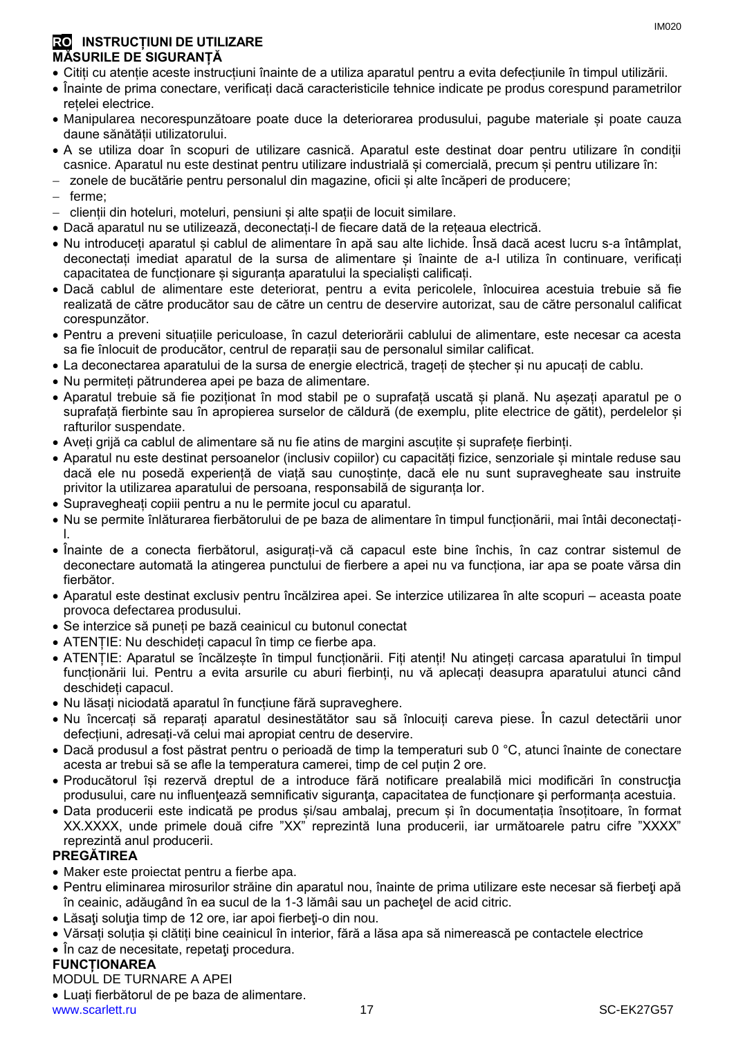## RO INSTRUCȚIUNI DE UTILIZARE

### MĂSURILE DE SIGURANȚĂ

- Citiți cu atenție aceste instrucțiuni înainte de a utiliza aparatul pentru a evita defecțiunile în timpul utilizării.
- Înainte de prima conectare, verificați dacă caracteristicile tehnice indicate pe produs corespund parametrilor rețelei electrice.
- Manipularea necorespunzătoare poate duce la deteriorarea produsului, pagube materiale și poate cauza daune sănătății utilizatorului.
- A se utiliza doar în scopuri de utilizare casnică. Aparatul este destinat doar pentru utilizare în condiții casnice. Aparatul nu este destinat pentru utilizare industrială și comercială, precum și pentru utilizare în:
  - zonele de bucătărie pentru personalul din magazine, oficii și alte încăperi de producere;
  - ferme;
  - clienții din hoteluri, moteluri, pensiuni și alte spații de locuit similare.
- Dacă aparatul nu se utilizează, deconectați-l de fiecare dată de la rețeaua electrică.
- Nu introduceți aparatul și cablul de alimentare în apă sau alte lichide. Însă dacă acest lucru s-a întâmplat, deconectați imediat aparatul de la sursa de alimentare și înainte de a-l utiliza în continuare, verificați capacitatea de funcționare și siguranța aparatului la specialiști calificați.
- Dacă cablul de alimentare este deteriorat, pentru a evita pericolele, înlocuirea acestuia trebuie să fie realizată de către producător sau de către un centru de deservire autorizat, sau de către personalul calificat corespunzător.
- Pentru a preveni situațiile periculoase, în cazul deteriorării cablului de alimentare, este necesar ca acesta sa fie înlocuit de producător, centrul de reparații sau de personalul similar calificat.
- La deconectarea aparatului de la sursa de energie electrică, trageți de ștecher și nu apucați de cablu.
- Nu permiteți pătrunderea apei pe baza de alimentare.
- Aparatul trebuie să fie poziționat în mod stabil pe o suprafață uscată și plană. Nu așezați aparatul pe o suprafață fierbinte sau în apropierea surselor de căldură (de exemplu, plite electrice de gătit), perdelelor și rafturilor suspendate.
- Aveți grijă ca cablul de alimentare să nu fie atins de margini ascuțite și suprafețe fierbinți.
- Aparatul nu este destinat persoanelor (inclusiv copiilor) cu capacități fizice, senzoriale și mintale reduse sau dacă ele nu posedă experiență de viață sau cunoștințe, dacă ele nu sunt supravegheate sau instruite privitor la utilizarea aparatului de persoana, responsabilă de siguranța lor.
- Supravegheați copiii pentru a nu le permite jocul cu aparatul.
- Nu se permite înlăturarea fierbătorului de pe baza de alimentare în timpul funcționării, mai întâi deconectați-l.
- Înainte de a conecta fierbătorul, asigurați-vă că capacul este bine închis, în caz contrar sistemul de deconectare automată la atingerea punctului de fierbere a apei nu va funcționa, iar apa se poate vărsa din fierbător.
- Aparatul este destinat exclusiv pentru încălzirea apei. Se interzice utilizarea în alte scopuri – aceasta poate provoca defectarea produsului.
- Se interzice să puneți pe bază ceainicul cu butonul conectat
- ATENȚIE: Nu deschideți capacul în timp ce fierbe apa.
- ATENȚIE: Aparatul se încălzește în timpul funcționării. Fiți atenți! Nu atingeți carcasa aparatului în timpul funcționării lui. Pentru a evita arsurile cu aburi fierbinți, nu vă aplecați deasupra aparatului atunci când deschideți capacul.
- Nu lăsați niciodată aparatul în funcțiune fără supraveghere.
- Nu încercați să reparați aparatul desinestătător sau să înlocuiți careva piese. În cazul detectării unor defecțiuni, adresați-vă celui mai apropiat centru de deservire.
- Dacă produsul a fost păstrat pentru o perioadă de timp la temperaturi sub 0 °C, atunci înainte de conectare acesta ar trebui să se afle la temperatura camerei, timp de cel puțin 2 ore.
- Producătorul își rezervă dreptul de a introduce fără notificare prealabilă mici modificări în construcţia produsului, care nu influenţează semnificativ siguranţa, capacitatea de funcționare şi performanța acestuia.
- Data producerii este indicată pe produs și/sau ambalaj, precum și în documentația însoțitoare, în format XX.XXXX, unde primele două cifre "XX" reprezintă luna producerii, iar următoarele patru cifre "XXXX" reprezintă anul producerii.

### PREGĂTIREA

- Maker este proiectat pentru a fierbe apa.
- Pentru eliminarea mirosurilor străine din aparatul nou, înainte de prima utilizare este necesar să fierbeţi apă în ceainic, adăugând în ea sucul de la 1-3 lămâi sau un pacheţel de acid citric.
- Lăsaţi soluţia timp de 12 ore, iar apoi fierbeţi-o din nou.
- Vărsaţi soluţia și clătiți bine ceainicul în interior, fără a lăsa apa să nimerească pe contactele electrice
- În caz de necesitate, repetaţi procedura.

### FUNCȚIONAREA

MODUL DE TURNARE A APEI

- Luați fierbătorul de pe baza de alimentare.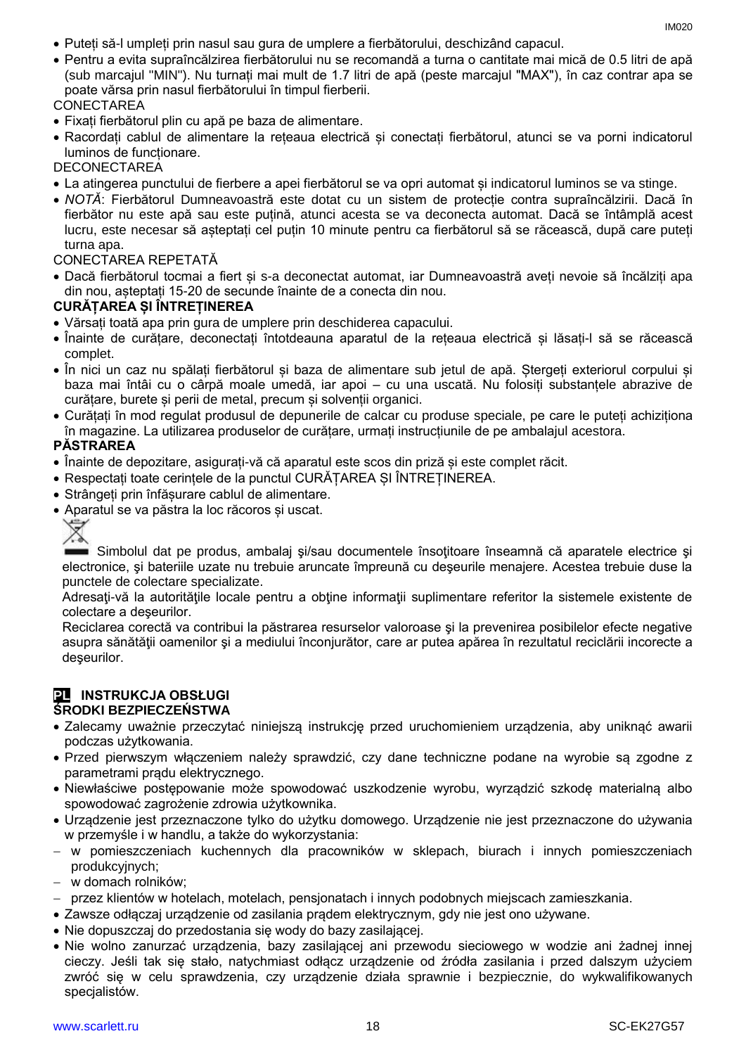- Puteți să-l umpleți prin nasul sau gura de umplere a fierbătorului, deschizând capacul.
- Pentru a evita supraîncălzirea fierbătorului nu se recomandă a turna o cantitate mai mică de 0.5 litri de apă (sub marcajul "MIN"). Nu turnați mai mult de 1.7 litri de apă (peste marcajul "MAX"), în caz contrar apa se poate vărsa prin nasul fierbătorului în timpul fierberii.

CONECTAREA

- Fixați fierbătorul plin cu apă pe baza de alimentare.
- Racordați cablul de alimentare la rețeaua electrică și conectați fierbătorul, atunci se va porni indicatorul luminos de funcționare.

DECONECTAREA

- La atingerea punctului de fierbere a apei fierbătorul se va opri automat și indicatorul luminos se va stinge.
- *NOTĂ*: Fierbătorul Dumneavoastră este dotat cu un sistem de protecție contra supraîncălzirii. Dacă în fierbător nu este apă sau este puțină, atunci acesta se va deconecta automat. Dacă se întâmplă acest lucru, este necesar să așteptați cel puțin 10 minute pentru ca fierbătorul să se răcească, după care puteți turna apa.

CONECTAREA REPETATĂ

- Dacă fierbătorul tocmai a fiert și s-a deconectat automat, iar Dumneavoastră aveți nevoie să încălziți apa din nou, așteptați 15-20 de secunde înainte de a conecta din nou.

**CURĂȚAREA ȘI ÎNTREȚINEREA**

- Vărsați toată apa prin gura de umplere prin deschiderea capacului.
- Înainte de curățare, deconectați întotdeauna aparatul de la rețeaua electrică și lăsați-l să se răcească complet.
- În nici un caz nu spălați fierbătorul și baza de alimentare sub jetul de apă. Ștergeți exteriorul corpului și baza mai întâi cu o cârpă moale umedă, iar apoi – cu una uscată. Nu folosiți substanțele abrazive de curățare, burete și perii de metal, precum și solvenții organici.
- Curățați în mod regulat produsul de depunerile de calcar cu produse speciale, pe care le puteți achiziționa în magazine. La utilizarea produselor de curățare, urmați instrucțiunile de pe ambalajul acestora.

**PĂSTRAREA**

- Înainte de depozitare, asigurați-vă că aparatul este scos din priză și este complet răcit.
- Respectați toate cerințele de la punctul CURĂȚAREA ȘI ÎNTREȚINEREA.
- Strângeți prin înfășurare cablul de alimentare.
- Aparatul se va păstra la loc răcoros și uscat.

Simbolul dat pe produs, ambalaj şi/sau documentele însoţitoare înseamnă că aparatele electrice şi electronice, şi bateriile uzate nu trebuie aruncate împreună cu deşeurile menajere. Acestea trebuie duse la punctele de colectare specializate.

Adresaţi-vă la autorităţile locale pentru a obţine informaţii suplimentare referitor la sistemele existente de colectare a deşeurilor.

Reciclarea corectă va contribui la păstrarea resurselor valoroase şi la prevenirea posibilelor efecte negative asupra sănătăţii oamenilor şi a mediului înconjurător, care ar putea apărea în rezultatul reciclării incorecte a deşeurilor.

## PL INSTRUKCJA OBSŁUGI

**ŚRODKI BEZPIECZEŃSTWA**

- Zalecamy uważnie przeczytać niniejszą instrukcję przed uruchomieniem urządzenia, aby uniknąć awarii podczas użytkowania.
- Przed pierwszym włączeniem należy sprawdzić, czy dane techniczne podane na wyrobie są zgodne z parametrami prądu elektrycznego.
- Niewłaściwe postępowanie może spowodować uszkodzenie wyrobu, wyrządzić szkodę materialną albo spowodować zagrożenie zdrowia użytkownika.
- Urządzenie jest przeznaczone tylko do użytku domowego. Urządzenie nie jest przeznaczone do używania w przemyśle i w handlu, a także do wykorzystania:
  - w pomieszczeniach kuchennych dla pracowników w sklepach, biurach i innych pomieszczeniach produkcyjnych;
  - w domach rolników;
  - przez klientów w hotelach, motelach, pensjonatach i innych podobnych miejscach zamieszkania.
- Zawsze odłączaj urządzenie od zasilania prądem elektrycznym, gdy nie jest ono używane.
- Nie dopuszczaj do przedostania się wody do bazy zasilającej.
- Nie wolno zanurzać urządzenia, bazy zasilającej ani przewodu sieciowego w wodzie ani żadnej innej cieczy. Jeśli tak się stało, natychmiast odłącz urządzenie od źródła zasilania i przed dalszym użyciem zwróć się w celu sprawdzenia, czy urządzenie działa sprawnie i bezpiecznie, do wykwalifikowanych specjalistów.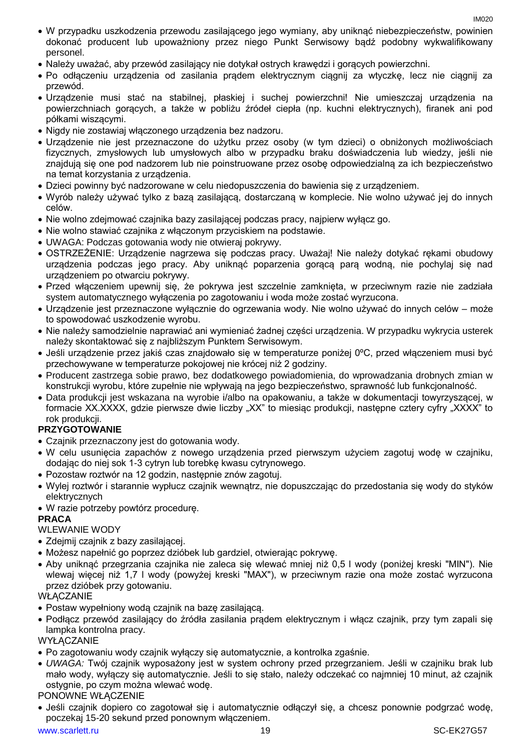- W przypadku uszkodzenia przewodu zasilającego jego wymiany, aby uniknąć niebezpieczeństw, powinien dokonać producent lub upoważniony przez niego Punkt Serwisowy bądź podobny wykwalifikowany personel.
- Należy uważać, aby przewód zasilający nie dotykał ostrych krawędzi i gorących powierzchni.
- Po odłączeniu urządzenia od zasilania prądem elektrycznym ciągnij za wtyczkę, lecz nie ciągnij za przewód.
- Urządzenie musi stać na stabilnej, płaskiej i suchej powierzchni! Nie umieszczaj urządzenia na powierzchniach gorących, a także w pobliżu źródeł ciepła (np. kuchni elektrycznych), firanek ani pod półkami wiszącymi.
- Nigdy nie zostawiaj włączonego urządzenia bez nadzoru.
- Urządzenie nie jest przeznaczone do użytku przez osoby (w tym dzieci) o obniżonych możliwościach fizycznych, zmysłowych lub umysłowych albo w przypadku braku doświadczenia lub wiedzy, jeśli nie znajdują się one pod nadzorem lub nie poinstruowane przez osobę odpowiedzialną za ich bezpieczeństwo na temat korzystania z urządzenia.
- Dzieci powinny być nadzorowane w celu niedopuszczenia do bawienia się z urządzeniem.
- Wyrób należy używać tylko z bazą zasilającą, dostarczaną w komplecie. Nie wolno używać jej do innych celów.
- Nie wolno zdejmować czajnika bazy zasilającej podczas pracy, najpierw wyłącz go.
- Nie wolno stawiać czajnika z włączonym przyciskiem na podstawie.
- UWAGA: Podczas gotowania wody nie otwieraj pokrywy.
- OSTRZEŻENIE: Urządzenie nagrzewa się podczas pracy. Uważaj! Nie należy dotykać rękami obudowy urządzenia podczas jego pracy. Aby uniknąć poparzenia gorącą parą wodną, nie pochylaj się nad urządzeniem po otwarciu pokrywy.
- Przed włączeniem upewnij się, że pokrywa jest szczelnie zamknięta, w przeciwnym razie nie zadziała system automatycznego wyłączenia po zagotowaniu i woda może zostać wyrzucona.
- Urządzenie jest przeznaczone wyłącznie do ogrzewania wody. Nie wolno używać do innych celów – może to spowodować uszkodzenie wyrobu.
- Nie należy samodzielnie naprawiać ani wymieniać żadnej części urządzenia. W przypadku wykrycia usterek należy skontaktować się z najbliższym Punktem Serwisowym.
- Jeśli urządzenie przez jakiś czas znajdowało się w temperaturze poniżej 0ºC, przed włączeniem musi być przechowywane w temperaturze pokojowej nie krócej niż 2 godziny.
- Producent zastrzega sobie prawo, bez dodatkowego powiadomienia, do wprowadzania drobnych zmian w konstrukcji wyrobu, które zupełnie nie wpływają na jego bezpieczeństwo, sprawność lub funkcjonalność.
- Data produkcji jest wskazana na wyrobie i/albo na opakowaniu, a także w dokumentacji towyrzyszącej, w formacie XX.XXXX, gdzie pierwsze dwie liczby „XX" to miesiąc produkcji, następne cztery cyfry „XXXX" to rok produkcji.

**PRZYGOTOWANIE**

- Czajnik przeznaczony jest do gotowania wody.
- W celu usunięcia zapachów z nowego urządzenia przed pierwszym użyciem zagotuj wodę w czajniku, dodając do niej sok 1-3 cytryn lub torebkę kwasu cytrynowego.
- Pozostaw roztwór na 12 godzin, następnie znów zagotuj.
- Wylej roztwór i starannie wypłucz czajnik wewnątrz, nie dopuszczając do przedostania się wody do styków elektrycznych
- W razie potrzeby powtórz procedurę.

**PRACA**

WLEWANIE WODY

- Zdejmij czajnik z bazy zasilającej.
- Możesz napełnić go poprzez dzióbek lub gardziel, otwierając pokrywę.
- Aby uniknąć przegrzania czajnika nie zaleca się wlewać mniej niż 0,5 l wody (poniżej kreski "MIN"). Nie wlewaj więcej niż 1,7 l wody (powyżej kreski "MAX"), w przeciwnym razie ona może zostać wyrzucona przez dzióbek przy gotowaniu.

WŁĄCZANIE

- Postaw wypełniony wodą czajnik na bazę zasilającą.
- Podłącz przewód zasilający do źródła zasilania prądem elektrycznym i włącz czajnik, przy tym zapali się lampka kontrolna pracy.

WYŁĄCZANIE

- Po zagotowaniu wody czajnik wyłączy się automatycznie, a kontrolka zgaśnie.
- *UWAGA:* Twój czajnik wyposażony jest w system ochrony przed przegrzaniem. Jeśli w czajniku brak lub mało wody, wyłączy się automatycznie. Jeśli to się stało, należy odczekać co najmniej 10 minut, aż czajnik ostygnie, po czym można wlewać wodę.

PONOWNE WŁĄCZENIE

- Jeśli czajnik dopiero co zagotował się i automatycznie odłączył się, a chcesz ponownie podgrzać wodę, poczekaj 15-20 sekund przed ponownym włączeniem.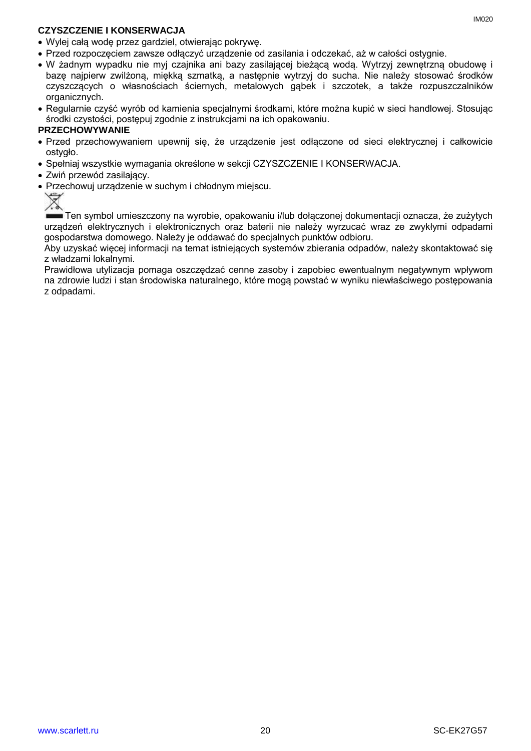**CZYSZCZENIE I KONSERWACJA**

- Wylej całą wodę przez gardziel, otwierając pokrywę.
- Przed rozpoczęciem zawsze odłączyć urządzenie od zasilania i odczekać, aż w całości ostygnie.
- W żadnym wypadku nie myj czajnika ani bazy zasilającej bieżącą wodą. Wytrzyj zewnętrzną obudowę i bazę najpierw zwilżoną, miękką szmatką, a następnie wytrzyj do sucha. Nie należy stosować środków czyszczących o własnościach ściernych, metalowych gąbek i szczotek, a także rozpuszczalników organicznych.
- Regularnie czyść wyrób od kamienia specjalnymi środkami, które można kupić w sieci handlowej. Stosując środki czystości, postępuj zgodnie z instrukcjami na ich opakowaniu.

**PRZECHOWYWANIE**

- Przed przechowywaniem upewnij się, że urządzenie jest odłączone od sieci elektrycznej i całkowicie ostygło.
- Spełniaj wszystkie wymagania określone w sekcji CZYSZCZENIE I KONSERWACJA.
- Zwiń przewód zasilający.
- Przechowuj urządzenie w suchym i chłodnym miejscu.

Ten symbol umieszczony na wyrobie, opakowaniu i/lub dołączonej dokumentacji oznacza, że zużytych urządzeń elektrycznych i elektronicznych oraz baterii nie należy wyrzucać wraz ze zwykłymi odpadami gospodarstwa domowego. Należy je oddawać do specjalnych punktów odbioru.

Aby uzyskać więcej informacji na temat istniejących systemów zbierania odpadów, należy skontaktować się z władzami lokalnymi.

Prawidłowa utylizacja pomaga oszczędzać cenne zasoby i zapobiec ewentualnym negatywnym wpływom na zdrowie ludzi i stan środowiska naturalnego, które mogą powstać w wyniku niewłaściwego postępowania z odpadami.